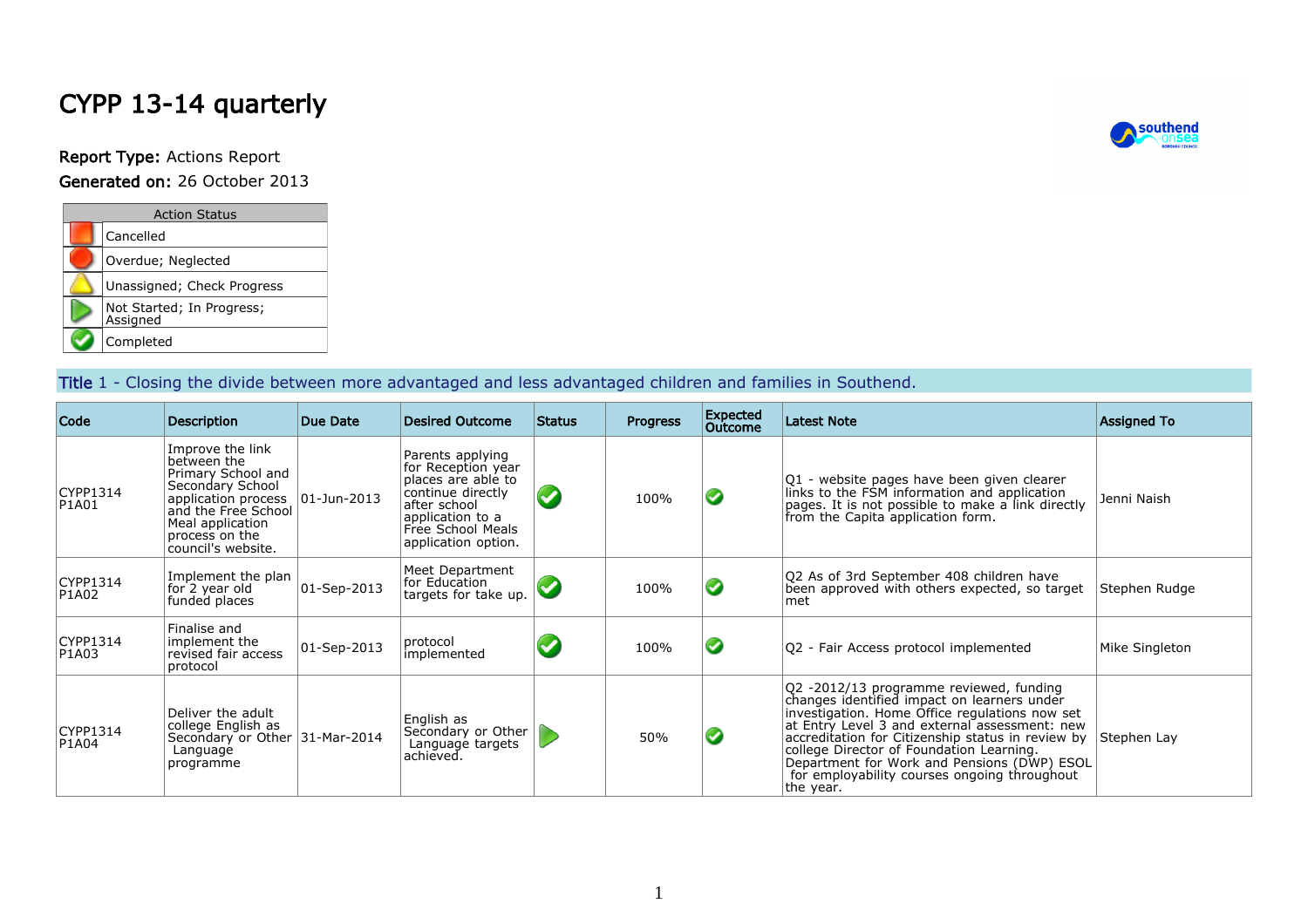# CYPP 13-14 quarterly

**Report Type:** Actions Report

**Generated on:** 26 October 2013

| Action Status | |
|---|---|
| | Cancelled |
| | Overdue; Neglected |
| | Unassigned; Check Progress |
| | Not Started; In Progress; Assigned |
| | Completed |

## Title 1 - Closing the divide between more advantaged and less advantaged children and families in Southend.

| Code | Description | Due Date | Desired Outcome | Status | Progress | Expected Outcome | Latest Note | Assigned To |
|---|---|---|---|---|---|---|---|---|
| CYPP1314 P1A01 | Improve the link between the Primary School and Secondary School application process and the Free School Meal application process on the council's website. | 01-Jun-2013 | Parents applying for Reception year places are able to continue directly after school application to a Free School Meals application option. | Completed | 100% | Completed | Q1 - website pages have been given clearer links to the FSM information and application pages. It is not possible to make a link directly from the Capita application form. | Jenni Naish |
| CYPP1314 P1A02 | Implement the plan for 2 year old funded places | 01-Sep-2013 | Meet Department for Education targets for take up. | Completed | 100% | Completed | Q2 As of 3rd September 408 children have been approved with others expected, so target met | Stephen Rudge |
| CYPP1314 P1A03 | Finalise and implement the revised fair access protocol | 01-Sep-2013 | protocol implemented | Completed | 100% | Completed | Q2 - Fair Access protocol implemented | Mike Singleton |
| CYPP1314 P1A04 | Deliver the adult college English as Secondary or Other Language programme | 31-Mar-2014 | English as Secondary or Other Language targets achieved. | In Progress | 50% | Completed | Q2 -2012/13 programme reviewed, funding changes identified impact on learners under investigation. Home Office regulations now set at Entry Level 3 and external assessment: new accreditation for Citizenship status in review by college Director of Foundation Learning. Department for Work and Pensions (DWP) ESOL for employability courses ongoing throughout the year. | Stephen Lay |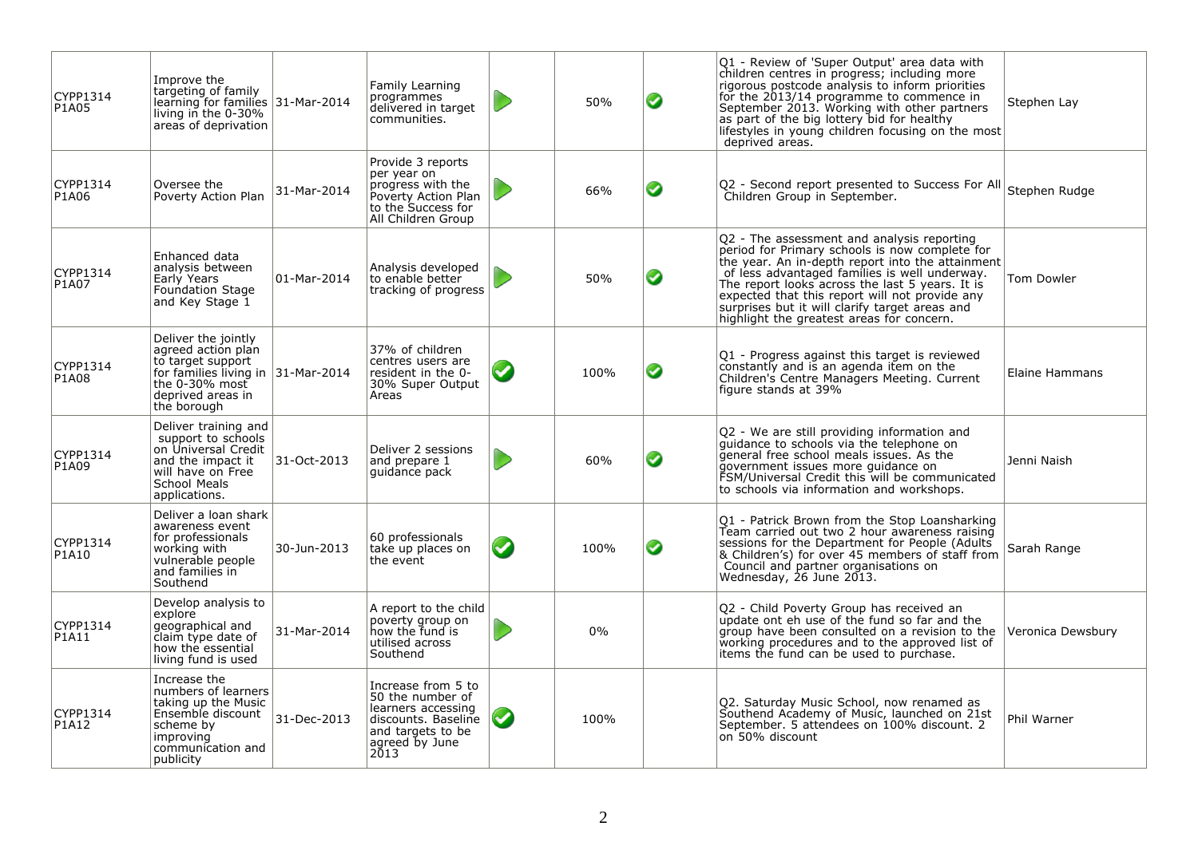| | | | | | | | | |
|---|---|---|---|---|---|---|---|---|
| CYPP1314 P1A05 | Improve the targeting of family learning for families living in the 0-30% areas of deprivation | 31-Mar-2014 | Family Learning programmes delivered in target communities. | | 50% | | Q1 - Review of 'Super Output' area data with children centres in progress; including more rigorous postcode analysis to inform priorities for the 2013/14 programme to commence in September 2013. Working with other partners as part of the big lottery bid for healthy lifestyles in young children focusing on the most deprived areas. | Stephen Lay |
| CYPP1314 P1A06 | Oversee the Poverty Action Plan | 31-Mar-2014 | Provide 3 reports per year on progress with the Poverty Action Plan to the Success for All Children Group | | 66% | | Q2 - Second report presented to Success For All Children Group in September. | Stephen Rudge |
| CYPP1314 P1A07 | Enhanced data analysis between Early Years Foundation Stage and Key Stage 1 | 01-Mar-2014 | Analysis developed to enable better tracking of progress | | 50% | | Q2 - The assessment and analysis reporting period for Primary schools is now complete for the year. An in-depth report into the attainment of less advantaged families is well underway. The report looks across the last 5 years. It is expected that this report will not provide any surprises but it will clarify target areas and highlight the greatest areas for concern. | Tom Dowler |
| CYPP1314 P1A08 | Deliver the jointly agreed action plan to target support for families living in the 0-30% most deprived areas in the borough | 31-Mar-2014 | 37% of children centres users are resident in the 0-30% Super Output Areas | | 100% | | Q1 - Progress against this target is reviewed constantly and is an agenda item on the Children's Centre Managers Meeting. Current figure stands at 39% | Elaine Hammans |
| CYPP1314 P1A09 | Deliver training and support to schools on Universal Credit and the impact it will have on Free School Meals applications. | 31-Oct-2013 | Deliver 2 sessions and prepare 1 guidance pack | | 60% | | Q2 - We are still providing information and guidance to schools via the telephone on general free school meals issues. As the government issues more guidance on FSM/Universal Credit this will be communicated to schools via information and workshops. | Jenni Naish |
| CYPP1314 P1A10 | Deliver a loan shark awareness event for professionals working with vulnerable people and families in Southend | 30-Jun-2013 | 60 professionals take up places on the event | | 100% | | Q1 - Patrick Brown from the Stop Loansharking Team carried out two 2 hour awareness raising sessions for the Department for People (Adults & Children's) for over 45 members of staff from Council and partner organisations on Wednesday, 26 June 2013. | Sarah Range |
| CYPP1314 P1A11 | Develop analysis to explore geographical and claim type date of how the essential living fund is used | 31-Mar-2014 | A report to the child poverty group on how the fund is utilised across Southend | | 0% | | Q2 - Child Poverty Group has received an update ont eh use of the fund so far and the group have been consulted on a revision to the working procedures and to the approved list of items the fund can be used to purchase. | Veronica Dewsbury |
| CYPP1314 P1A12 | Increase the numbers of learners taking up the Music Ensemble discount scheme by improving communication and publicity | 31-Dec-2013 | Increase from 5 to 50 the number of learners accessing discounts. Baseline and targets to be agreed by June 2013 | | 100% | | Q2. Saturday Music School, now renamed as Southend Academy of Music, launched on 21st September. 5 attendees on 100% discount. 2 on 50% discount | Phil Warner |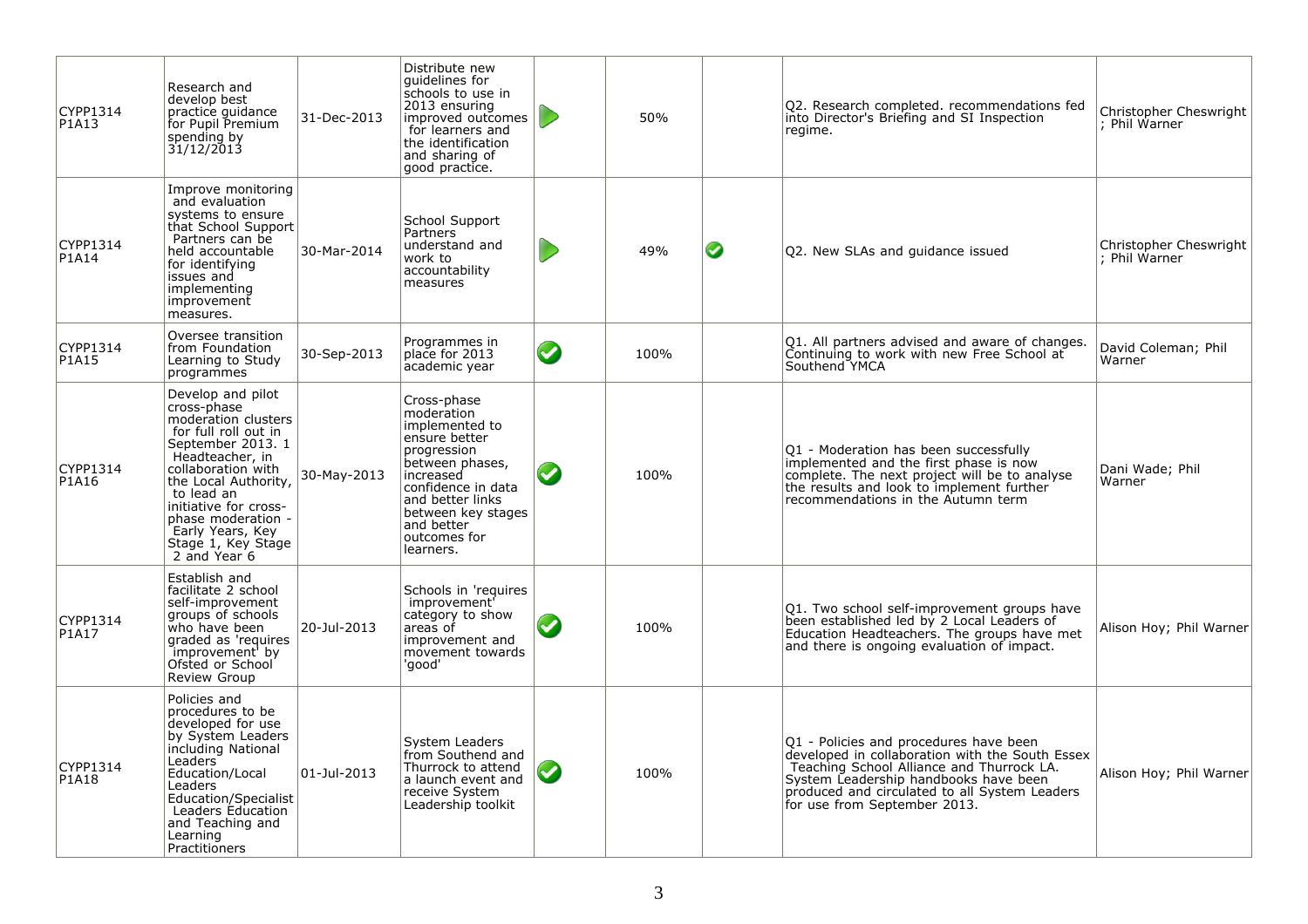| | | | | | | | | |
|---|---|---|---|---|---|---|---|---|
| CYPP1314 P1A13 | Research and develop best practice guidance for Pupil Premium spending by 31/12/2013 | 31-Dec-2013 | Distribute new guidelines for schools to use in 2013 ensuring improved outcomes for learners and the identification and sharing of good practice. | ▶ | 50% | | Q2. Research completed. recommendations fed into Director's Briefing and SI Inspection regime. | Christopher Cheswright ; Phil Warner |
| CYPP1314 P1A14 | Improve monitoring and evaluation systems to ensure that School Support Partners can be held accountable for identifying issues and implementing improvement measures. | 30-Mar-2014 | School Support Partners understand and work to accountability measures | ▶ | 49% | ✔ | Q2. New SLAs and guidance issued | Christopher Cheswright ; Phil Warner |
| CYPP1314 P1A15 | Oversee transition from Foundation Learning to Study programmes | 30-Sep-2013 | Programmes in place for 2013 academic year | ✔ | 100% | | Q1. All partners advised and aware of changes. Continuing to work with new Free School at Southend YMCA | David Coleman; Phil Warner |
| CYPP1314 P1A16 | Develop and pilot cross-phase moderation clusters for full roll out in September 2013. 1 Headteacher, in collaboration with the Local Authority, to lead an initiative for cross-phase moderation - Early Years, Key Stage 1, Key Stage 2 and Year 6 | 30-May-2013 | Cross-phase moderation implemented to ensure better progression between phases, increased confidence in data and better links between key stages and better outcomes for learners. | ✔ | 100% | | Q1 - Moderation has been successfully implemented and the first phase is now complete. The next project will be to analyse the results and look to implement further recommendations in the Autumn term | Dani Wade; Phil Warner |
| CYPP1314 P1A17 | Establish and facilitate 2 school self-improvement groups of schools who have been graded as 'requires improvement' by Ofsted or School Review Group | 20-Jul-2013 | Schools in 'requires improvement' category to show areas of improvement and movement towards 'good' | ✔ | 100% | | Q1. Two school self-improvement groups have been established led by 2 Local Leaders of Education Headteachers. The groups have met and there is ongoing evaluation of impact. | Alison Hoy; Phil Warner |
| CYPP1314 P1A18 | Policies and procedures to be developed for use by System Leaders including National Leaders Education/Local Leaders Education/Specialist Leaders Education and Teaching and Learning Practitioners | 01-Jul-2013 | System Leaders from Southend and Thurrock to attend a launch event and receive System Leadership toolkit | ✔ | 100% | | Q1 - Policies and procedures have been developed in collaboration with the South Essex Teaching School Alliance and Thurrock LA. System Leadership handbooks have been produced and circulated to all System Leaders for use from September 2013. | Alison Hoy; Phil Warner |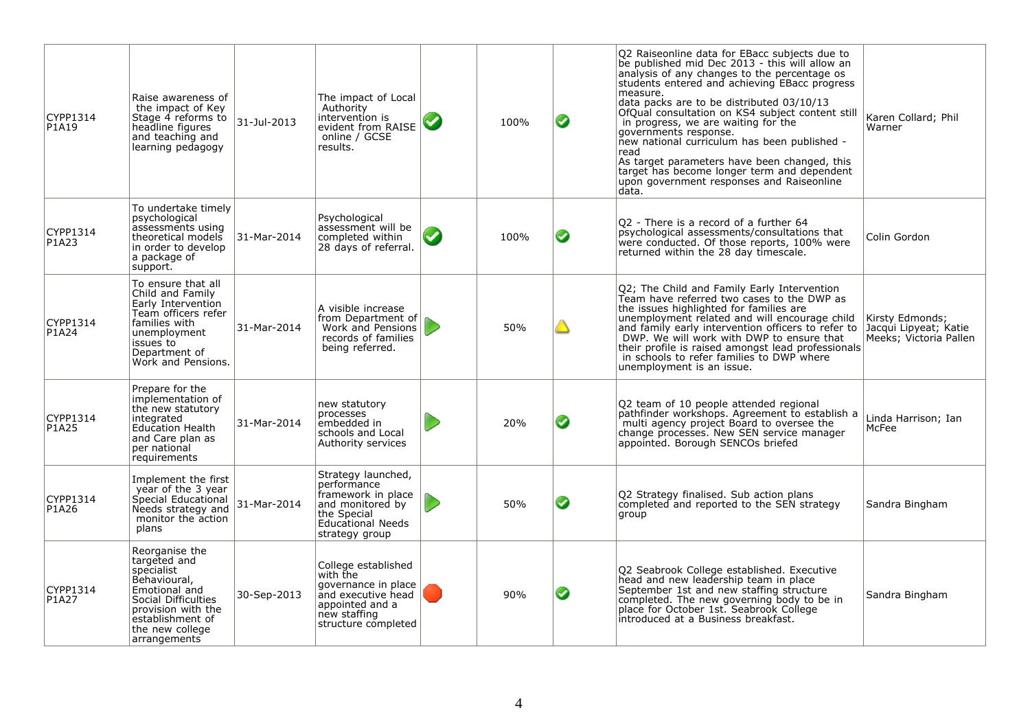| | | | | | | | | |
|---|---|---|---|---|---|---|---|---|
| CYPP1314 P1A19 | Raise awareness of the impact of Key Stage 4 reforms to headline figures and teaching and learning pedagogy | 31-Jul-2013 | The impact of Local Authority intervention is evident from RAISE online / GCSE results. | ✔ | 100% | ✔ | Q2 Raiseonline data for EBacc subjects due to be published mid Dec 2013 - this will allow an analysis of any changes to the percentage os students entered and achieving EBacc progress measure.<br>data packs are to be distributed 03/10/13<br>OfQual consultation on KS4 subject content still in progress, we are waiting for the governments response.<br>new national curriculum has been published - read<br>As target parameters have been changed, this target has become longer term and dependent upon government responses and Raiseonline data. | Karen Collard; Phil Warner |
| CYPP1314 P1A23 | To undertake timely psychological assessments using theoretical models in order to develop a package of support. | 31-Mar-2014 | Psychological assessment will be completed within 28 days of referral. | ✔ | 100% | ✔ | Q2 - There is a record of a further 64 psychological assessments/consultations that were conducted. Of those reports, 100% were returned within the 28 day timescale. | Colin Gordon |
| CYPP1314 P1A24 | To ensure that all Child and Family Early Intervention Team officers refer families with unemployment issues to Department of Work and Pensions. | 31-Mar-2014 | A visible increase from Department of Work and Pensions records of families being referred. | ▶ | 50% | ⚠ | Q2; The Child and Family Early Intervention Team have referred two cases to the DWP as the issues highlighted for families are unemployment related and will encourage child and family early intervention officers to refer to DWP. We will work with DWP to ensure that their profile is raised amongst lead professionals in schools to refer families to DWP where unemployment is an issue. | Kirsty Edmonds; Jacqui Lipyeat; Katie Meeks; Victoria Pallen |
| CYPP1314 P1A25 | Prepare for the implementation of the new statutory integrated Education Health and Care plan as per national requirements | 31-Mar-2014 | new statutory processes embedded in schools and Local Authority services | ▶ | 20% | ✔ | Q2 team of 10 people attended regional pathfinder workshops. Agreement to establish a multi agency project Board to oversee the change processes. New SEN service manager appointed. Borough SENCOs briefed | Linda Harrison; Ian McFee |
| CYPP1314 P1A26 | Implement the first year of the 3 year Special Educational Needs strategy and monitor the action plans | 31-Mar-2014 | Strategy launched, performance framework in place and monitored by the Special Educational Needs strategy group | ▶ | 50% | ✔ | Q2 Strategy finalised. Sub action plans completed and reported to the SEN strategy group | Sandra Bingham |
| CYPP1314 P1A27 | Reorganise the targeted and specialist Behavioural, Emotional and Social Difficulties provision with the establishment of the new college arrangements | 30-Sep-2013 | College established with the governance in place and executive head appointed and a new staffing structure completed | ⬣ | 90% | ✔ | Q2 Seabrook College established. Executive head and new leadership team in place September 1st and new staffing structure completed. The new governing body to be in place for October 1st. Seabrook College introduced at a Business breakfast. | Sandra Bingham |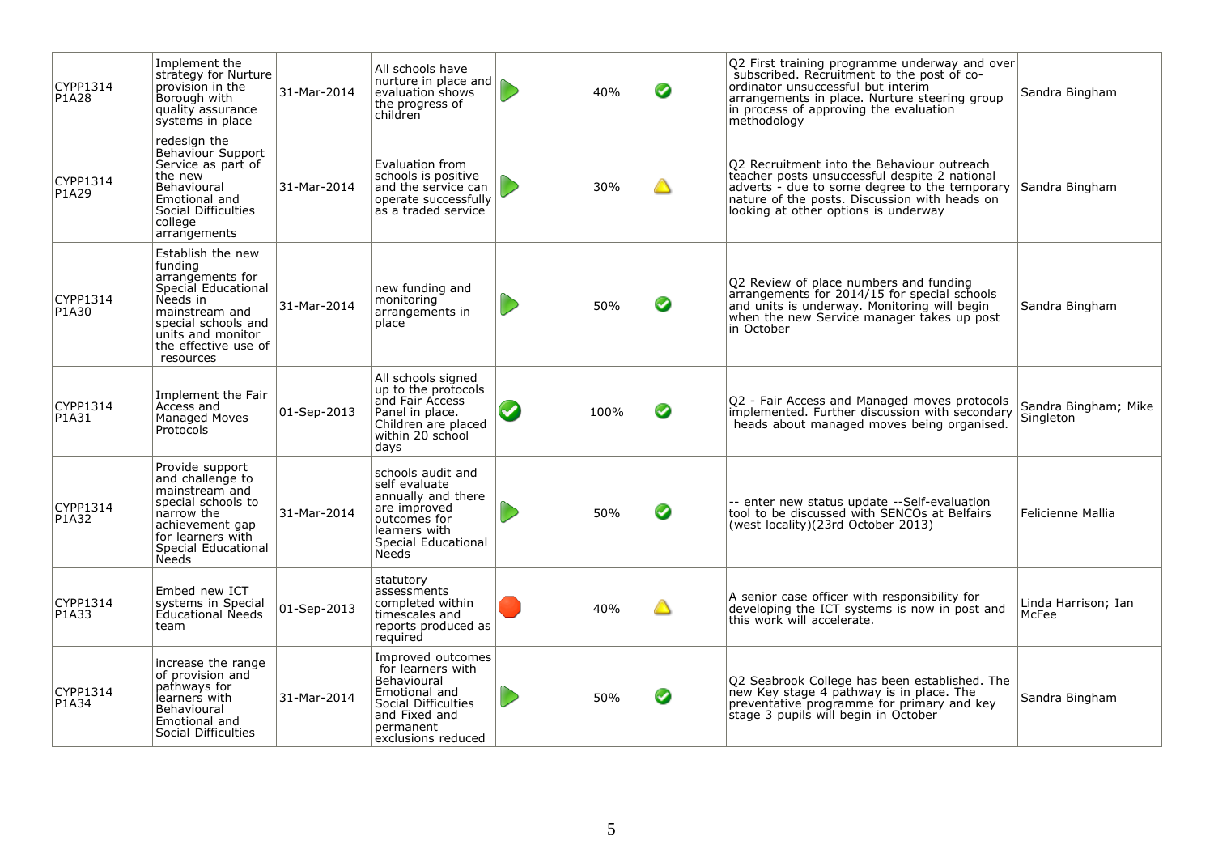| | | | | | | | | |
|---|---|---|---|---|---|---|---|---|
| CYPP1314 P1A28 | Implement the strategy for Nurture provision in the Borough with quality assurance systems in place | 31-Mar-2014 | All schools have nurture in place and evaluation shows the progress of children | ▶ | 40% | ✔ | Q2 First training programme underway and over subscribed. Recruitment to the post of co-ordinator unsuccessful but interim arrangements in place. Nurture steering group in process of approving the evaluation methodology | Sandra Bingham |
| CYPP1314 P1A29 | redesign the Behaviour Support Service as part of the new Behavioural Emotional and Social Difficulties college arrangements | 31-Mar-2014 | Evaluation from schools is positive and the service can operate successfully as a traded service | ▶ | 30% | ⚠ | Q2 Recruitment into the Behaviour outreach teacher posts unsuccessful despite 2 national adverts - due to some degree to the temporary nature of the posts. Discussion with heads on looking at other options is underway | Sandra Bingham |
| CYPP1314 P1A30 | Establish the new funding arrangements for Special Educational Needs in mainstream and special schools and units and monitor the effective use of resources | 31-Mar-2014 | new funding and monitoring arrangements in place | ▶ | 50% | ✔ | Q2 Review of place numbers and funding arrangements for 2014/15 for special schools and units is underway. Monitoring will begin when the new Service manager takes up post in October | Sandra Bingham |
| CYPP1314 P1A31 | Implement the Fair Access and Managed Moves Protocols | 01-Sep-2013 | All schools signed up to the protocols and Fair Access Panel in place. Children are placed within 20 school days | ✔ | 100% | ✔ | Q2 - Fair Access and Managed moves protocols implemented. Further discussion with secondary heads about managed moves being organised. | Sandra Bingham; Mike Singleton |
| CYPP1314 P1A32 | Provide support and challenge to mainstream and special schools to narrow the achievement gap for learners with Special Educational Needs | 31-Mar-2014 | schools audit and self evaluate annually and there are improved outcomes for learners with Special Educational Needs | ▶ | 50% | ✔ | -- enter new status update --Self-evaluation tool to be discussed with SENCOs at Belfairs (west locality)(23rd October 2013) | Felicienne Mallia |
| CYPP1314 P1A33 | Embed new ICT systems in Special Educational Needs team | 01-Sep-2013 | statutory assessments completed within timescales and reports produced as required | ⬣ | 40% | ⚠ | A senior case officer with responsibility for developing the ICT systems is now in post and this work will accelerate. | Linda Harrison; Ian McFee |
| CYPP1314 P1A34 | increase the range of provision and pathways for learners with Behavioural Emotional and Social Difficulties | 31-Mar-2014 | Improved outcomes for learners with Behavioural Emotional and Social Difficulties and Fixed and permanent exclusions reduced | ▶ | 50% | ✔ | Q2 Seabrook College has been established. The new Key stage 4 pathway is in place. The preventative programme for primary and key stage 3 pupils will begin in October | Sandra Bingham |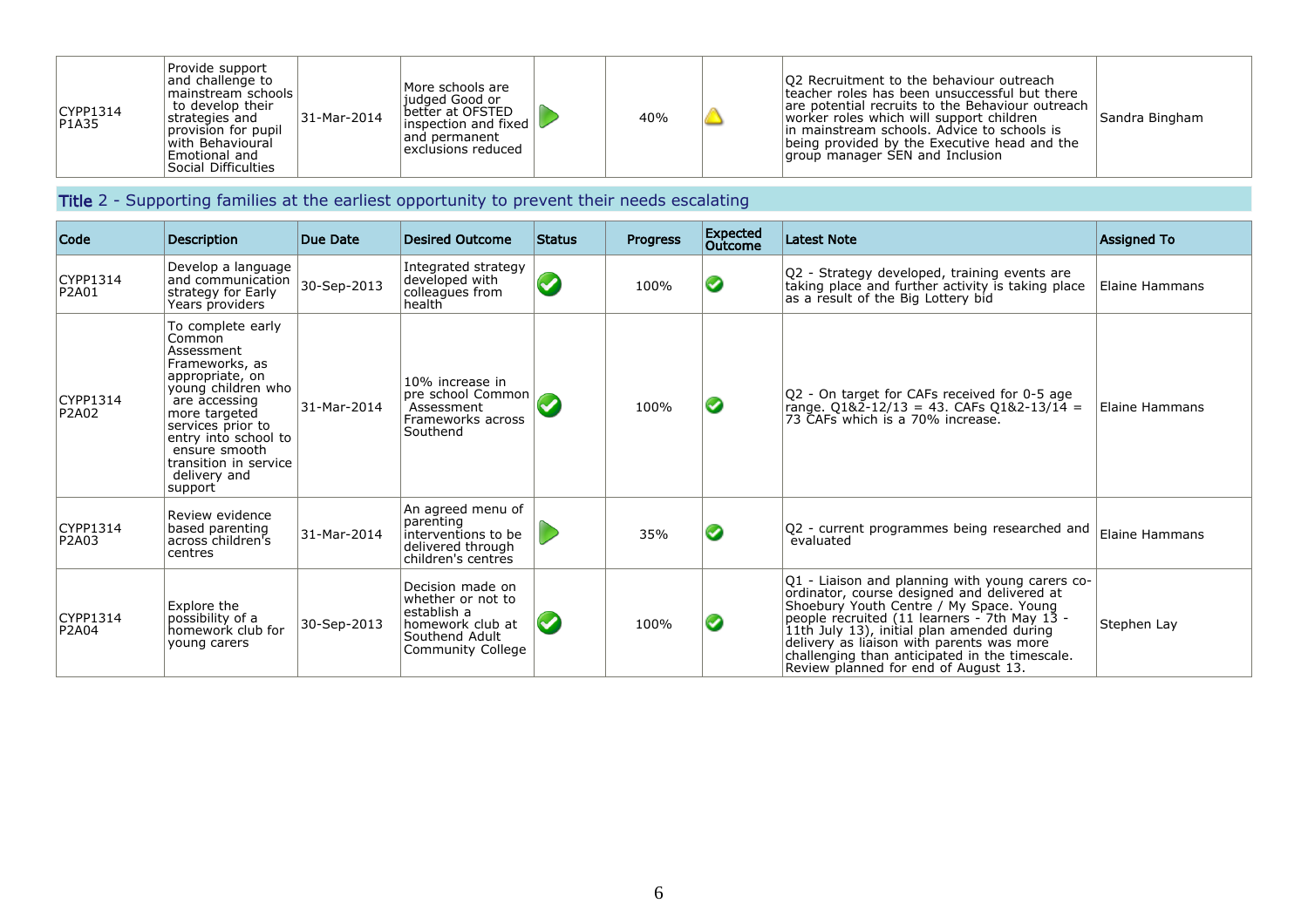| Code | Description | Due Date | Desired Outcome | Status | Progress | Expected Outcome | Latest Note | Assigned To |
|---|---|---|---|---|---|---|---|---|
| CYPP1314 P1A35 | Provide support and challenge to mainstream schools to develop their strategies and provision for pupil with Behavioural Emotional and Social Difficulties | 31-Mar-2014 | More schools are judged Good or better at OFSTED inspection and fixed and permanent exclusions reduced | | 40% | | Q2 Recruitment to the behaviour outreach teacher roles has been unsuccessful but there are potential recruits to the Behaviour outreach worker roles which will support children in mainstream schools. Advice to schools is being provided by the Executive head and the group manager SEN and Inclusion | Sandra Bingham |

## Title 2 - Supporting families at the earliest opportunity to prevent their needs escalating

| Code | Description | Due Date | Desired Outcome | Status | Progress | Expected Outcome | Latest Note | Assigned To |
|---|---|---|---|---|---|---|---|---|
| CYPP1314 P2A01 | Develop a language and communication strategy for Early Years providers | 30-Sep-2013 | Integrated strategy developed with colleagues from health | | 100% | | Q2 - Strategy developed, training events are taking place and further activity is taking place as a result of the Big Lottery bid | Elaine Hammans |
| CYPP1314 P2A02 | To complete early Common Assessment Frameworks, as appropriate, on young children who are accessing more targeted services prior to entry into school to ensure smooth transition in service delivery and support | 31-Mar-2014 | 10% increase in pre school Common Assessment Frameworks across Southend | | 100% | | Q2 - On target for CAFs received for 0-5 age range. Q1&2-12/13 = 43. CAFs Q1&2-13/14 = 73 CAFs which is a 70% increase. | Elaine Hammans |
| CYPP1314 P2A03 | Review evidence based parenting across children's centres | 31-Mar-2014 | An agreed menu of parenting interventions to be delivered through children's centres | | 35% | | Q2 - current programmes being researched and evaluated | Elaine Hammans |
| CYPP1314 P2A04 | Explore the possibility of a homework club for young carers | 30-Sep-2013 | Decision made on whether or not to establish a homework club at Southend Adult Community College | | 100% | | Q1 - Liaison and planning with young carers co-ordinator, course designed and delivered at Shoebury Youth Centre / My Space. Young people recruited (11 learners - 7th May 13 - 11th July 13), initial plan amended during delivery as liaison with parents was more challenging than anticipated in the timescale. Review planned for end of August 13. | Stephen Lay |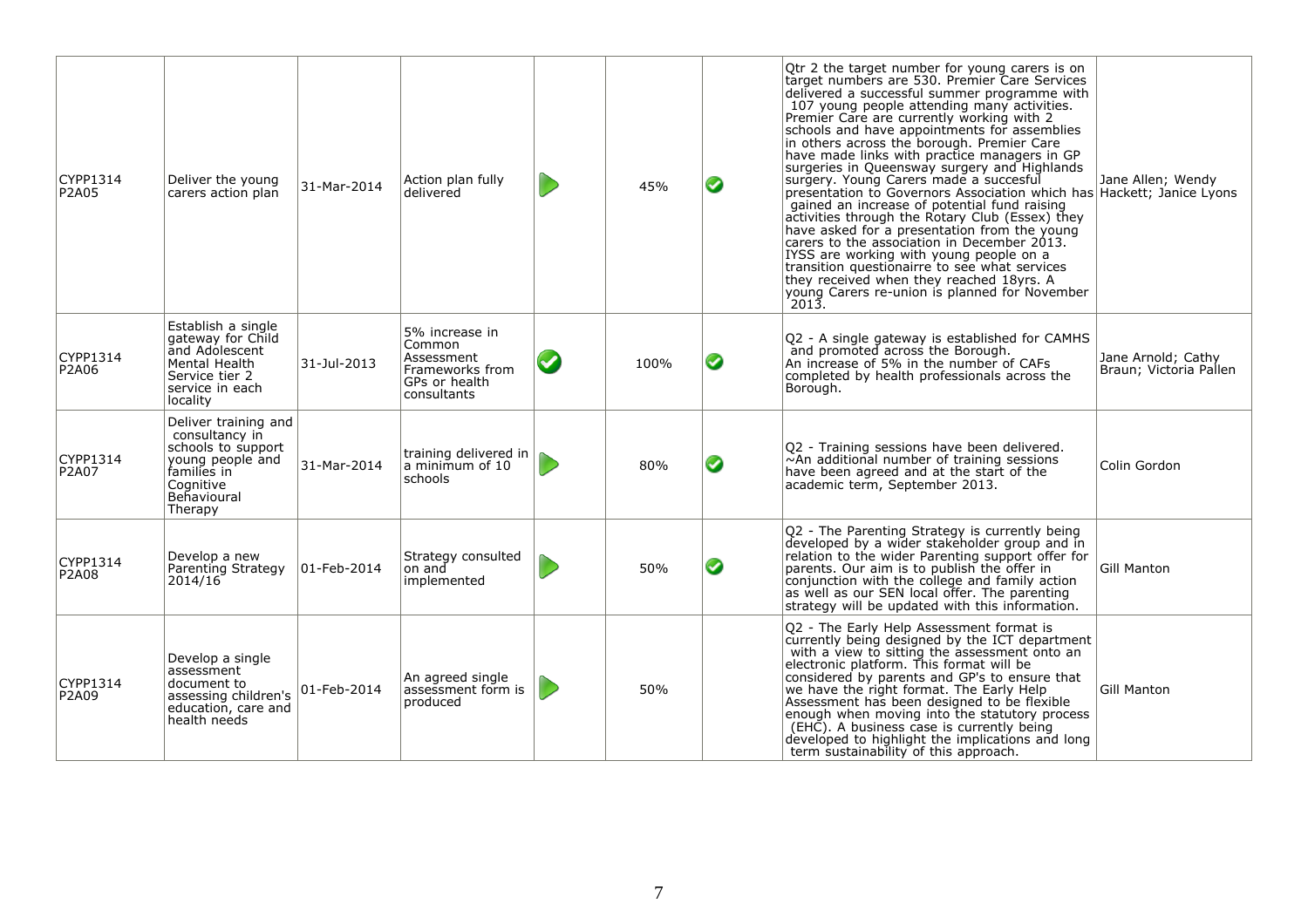| | | | | | | | | |
|---|---|---|---|---|---|---|---|---|
| CYPP1314 P2A05 | Deliver the young carers action plan | 31-Mar-2014 | Action plan fully delivered | ▶ | 45% | ✔ | Qtr 2 the target number for young carers is on target numbers are 530. Premier Care Services delivered a successful summer programme with 107 young people attending many activities. Premier Care are currently working with 2 schools and have appointments for assemblies in others across the borough. Premier Care have made links with practice managers in GP surgeries in Queensway surgery and Highlands surgery. Young Carers made a succesful presentation to Governors Association which has gained an increase of potential fund raising activities through the Rotary Club (Essex) they have asked for a presentation from the young carers to the association in December 2013. IYSS are working with young people on a transition questionairre to see what services they received when they reached 18yrs. A young Carers re-union is planned for November 2013. | Jane Allen; Wendy Hackett; Janice Lyons |
| CYPP1314 P2A06 | Establish a single gateway for Child and Adolescent Mental Health Service tier 2 service in each locality | 31-Jul-2013 | 5% increase in Common Assessment Frameworks from GPs or health consultants | ✔ | 100% | ✔ | Q2 - A single gateway is established for CAMHS and promoted across the Borough. An increase of 5% in the number of CAFs completed by health professionals across the Borough. | Jane Arnold; Cathy Braun; Victoria Pallen |
| CYPP1314 P2A07 | Deliver training and consultancy in schools to support young people and families in Cognitive Behavioural Therapy | 31-Mar-2014 | training delivered in a minimum of 10 schools | ▶ | 80% | ✔ | Q2 - Training sessions have been delivered. ~An additional number of training sessions have been agreed and at the start of the academic term, September 2013. | Colin Gordon |
| CYPP1314 P2A08 | Develop a new Parenting Strategy 2014/16 | 01-Feb-2014 | Strategy consulted on and implemented | ▶ | 50% | ✔ | Q2 - The Parenting Strategy is currently being developed by a wider stakeholder group and in relation to the wider Parenting support offer for parents. Our aim is to publish the offer in conjunction with the college and family action as well as our SEN local offer. The parenting strategy will be updated with this information. | Gill Manton |
| CYPP1314 P2A09 | Develop a single assessment document to assessing children's education, care and health needs | 01-Feb-2014 | An agreed single assessment form is produced | ▶ | 50% | | Q2 - The Early Help Assessment format is currently being designed by the ICT department with a view to sitting the assessment onto an electronic platform. This format will be considered by parents and GP's to ensure that we have the right format. The Early Help Assessment has been designed to be flexible enough when moving into the statutory process (EHC). A business case is currently being developed to highlight the implications and long term sustainability of this approach. | Gill Manton |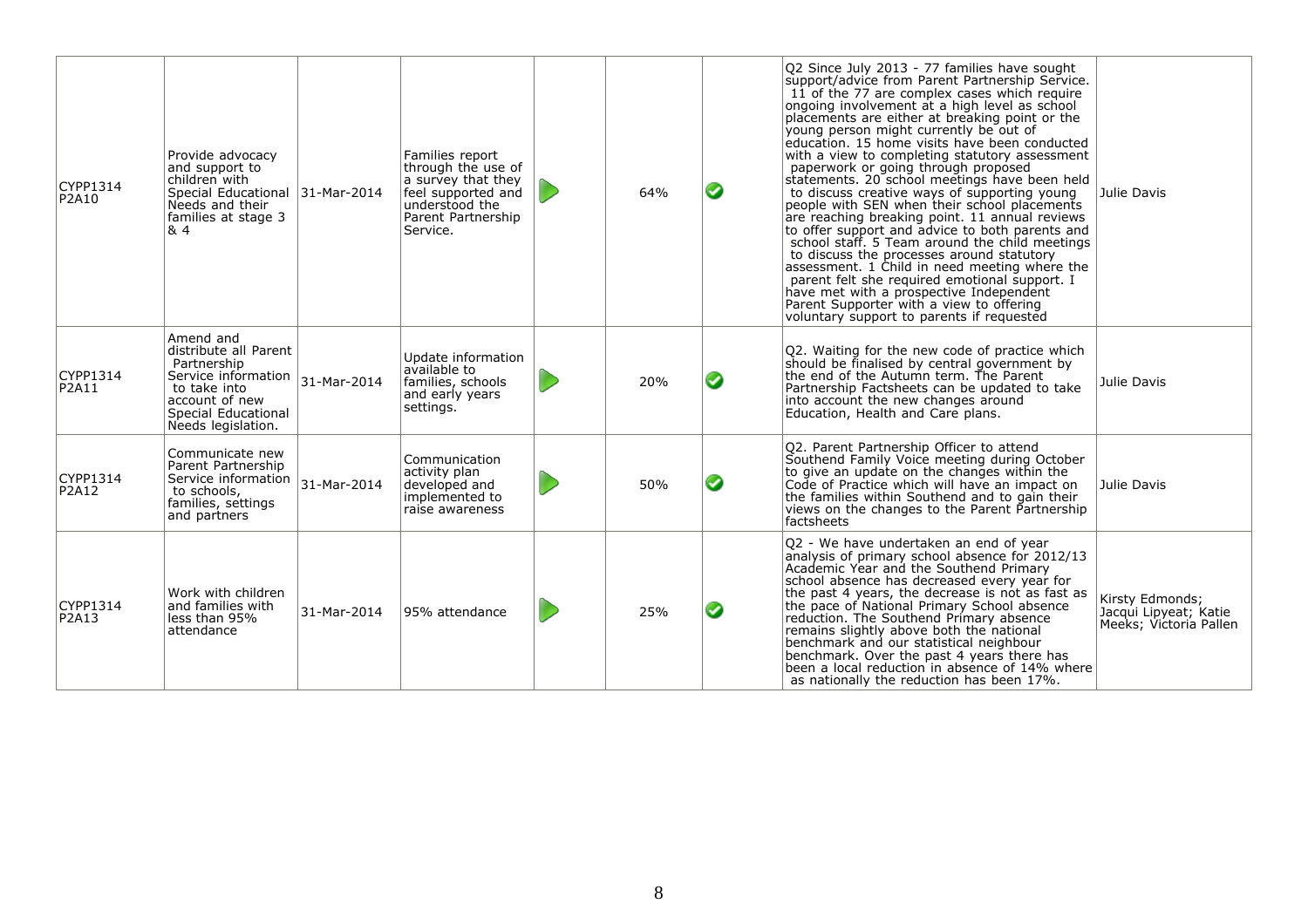| | | | | | | | | |
|---|---|---|---|---|---|---|---|---|
| CYPP1314 P2A10 | Provide advocacy and support to children with Special Educational Needs and their families at stage 3 & 4 | 31-Mar-2014 | Families report through the use of a survey that they feel supported and understood the Parent Partnership Service. | | 64% | | Q2 Since July 2013 - 77 families have sought support/advice from Parent Partnership Service. 11 of the 77 are complex cases which require ongoing involvement at a high level as school placements are either at breaking point or the young person might currently be out of education. 15 home visits have been conducted with a view to completing statutory assessment paperwork or going through proposed statements. 20 school meetings have been held to discuss creative ways of supporting young people with SEN when their school placements are reaching breaking point. 11 annual reviews to offer support and advice to both parents and school staff. 5 Team around the child meetings to discuss the processes around statutory assessment. 1 Child in need meeting where the parent felt she required emotional support. I have met with a prospective Independent Parent Supporter with a view to offering voluntary support to parents if requested | Julie Davis |
| CYPP1314 P2A11 | Amend and distribute all Parent Partnership Service information to take into account of new Special Educational Needs legislation. | 31-Mar-2014 | Update information available to families, schools and early years settings. | | 20% | | Q2. Waiting for the new code of practice which should be finalised by central government by the end of the Autumn term. The Parent Partnership Factsheets can be updated to take into account the new changes around Education, Health and Care plans. | Julie Davis |
| CYPP1314 P2A12 | Communicate new Parent Partnership Service information to schools, families, settings and partners | 31-Mar-2014 | Communication activity plan developed and implemented to raise awareness | | 50% | | Q2. Parent Partnership Officer to attend Southend Family Voice meeting during October to give an update on the changes within the Code of Practice which will have an impact on the families within Southend and to gain their views on the changes to the Parent Partnership factsheets | Julie Davis |
| CYPP1314 P2A13 | Work with children and families with less than 95% attendance | 31-Mar-2014 | 95% attendance | | 25% | | Q2 - We have undertaken an end of year analysis of primary school absence for 2012/13 Academic Year and the Southend Primary school absence has decreased every year for the past 4 years, the decrease is not as fast as the pace of National Primary School absence reduction. The Southend Primary absence remains slightly above both the national benchmark and our statistical neighbour benchmark. Over the past 4 years there has been a local reduction in absence of 14% where as nationally the reduction has been 17%. | Kirsty Edmonds; Jacqui Lipyeat; Katie Meeks; Victoria Pallen |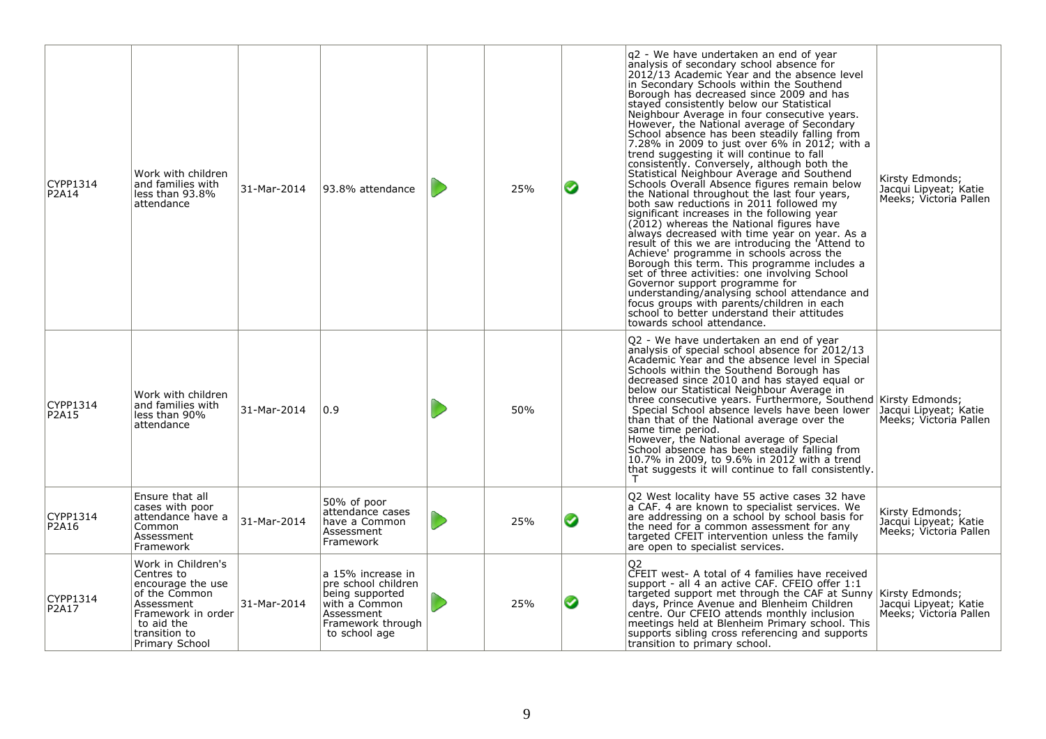| | | | | | | | | |
|---|---|---|---|---|---|---|---|---|
| CYPP1314 P2A14 | Work with children and families with less than 93.8% attendance | 31-Mar-2014 | 93.8% attendance | ▶ | 25% | ✔ | q2 - We have undertaken an end of year analysis of secondary school absence for 2012/13 Academic Year and the absence level in Secondary Schools within the Southend Borough has decreased since 2009 and has stayed consistently below our Statistical Neighbour Average in four consecutive years. However, the National average of Secondary School absence has been steadily falling from 7.28% in 2009 to just over 6% in 2012; with a trend suggesting it will continue to fall consistently. Conversely, although both the Statistical Neighbour Average and Southend Schools Overall Absence figures remain below the National throughout the last four years, both saw reductions in 2011 followed my significant increases in the following year (2012) whereas the National figures have always decreased with time year on year. As a result of this we are introducing the 'Attend to Achieve' programme in schools across the Borough this term. This programme includes a set of three activities: one involving School Governor support programme for understanding/analysing school attendance and focus groups with parents/children in each school to better understand their attitudes towards school attendance. | Kirsty Edmonds; Jacqui Lipyeat; Katie Meeks; Victoria Pallen |
| CYPP1314 P2A15 | Work with children and families with less than 90% attendance | 31-Mar-2014 | 0.9 | ▶ | 50% | | Q2 - We have undertaken an end of year analysis of special school absence for 2012/13 Academic Year and the absence level in Special Schools within the Southend Borough has decreased since 2010 and has stayed equal or below our Statistical Neighbour Average in three consecutive years. Furthermore, Southend Special School absence levels have been lower than that of the National average over the same time period.<br>However, the National average of Special School absence has been steadily falling from 10.7% in 2009, to 9.6% in 2012 with a trend that suggests it will continue to fall consistently. T | Kirsty Edmonds; Jacqui Lipyeat; Katie Meeks; Victoria Pallen |
| CYPP1314 P2A16 | Ensure that all cases with poor attendance have a Common Assessment Framework | 31-Mar-2014 | 50% of poor attendance cases have a Common Assessment Framework | ▶ | 25% | ✔ | Q2 West locality have 55 active cases 32 have a CAF. 4 are known to specialist services. We are addressing on a school by school basis for the need for a common assessment for any targeted CFEIT intervention unless the family are open to specialist services. | Kirsty Edmonds; Jacqui Lipyeat; Katie Meeks; Victoria Pallen |
| CYPP1314 P2A17 | Work in Children's Centres to encourage the use of the Common Assessment Framework in order to aid the transition to Primary School | 31-Mar-2014 | a 15% increase in pre school children being supported with a Common Assessment Framework through to school age | ▶ | 25% | ✔ | Q2<br>CFEIT west- A total of 4 families have received support - all 4 an active CAF. CFEIO offer 1:1 targeted support met through the CAF at Sunny days, Prince Avenue and Blenheim Children centre. Our CFEIO attends monthly inclusion meetings held at Blenheim Primary school. This supports sibling cross referencing and supports transition to primary school. | Kirsty Edmonds; Jacqui Lipyeat; Katie Meeks; Victoria Pallen |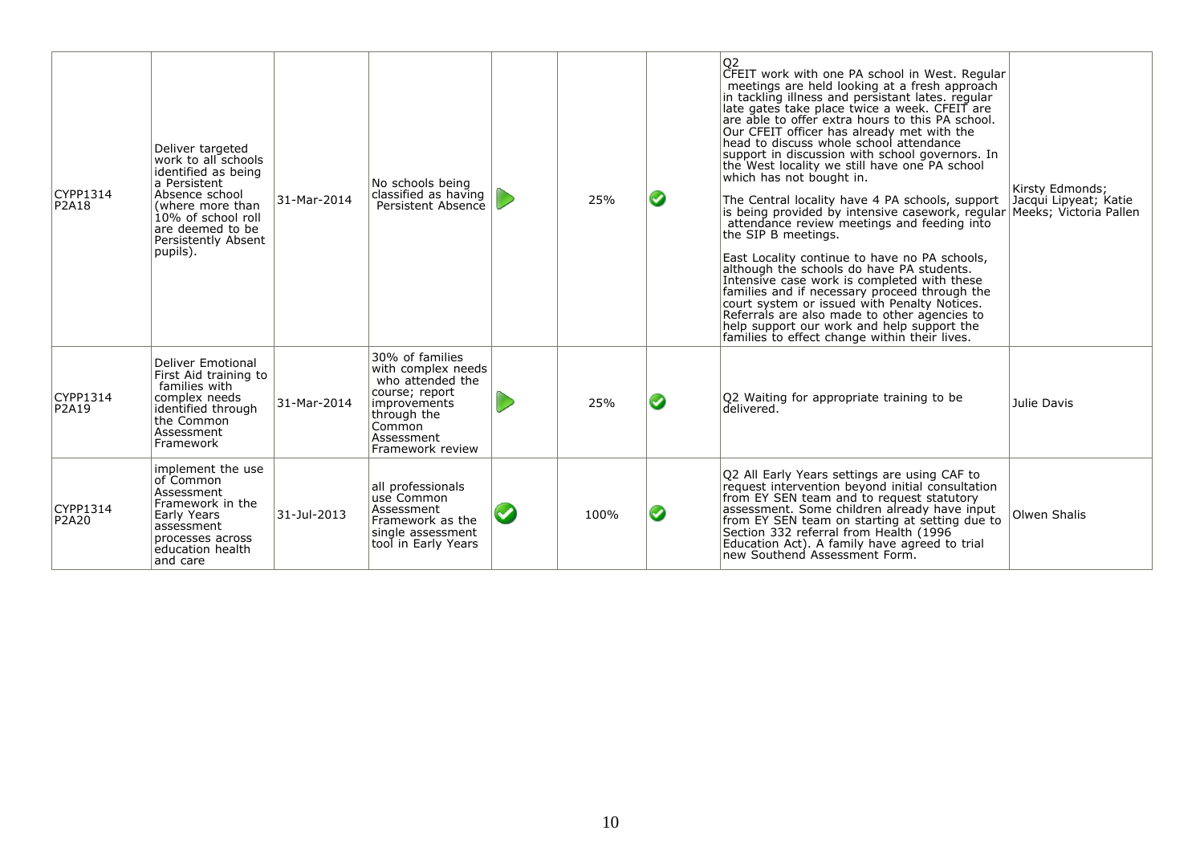| | | | | | | | | |
|---|---|---|---|---|---|---|---|---|
| CYPP1314 P2A18 | Deliver targeted work to all schools identified as being a Persistent Absence school (where more than 10% of school roll are deemed to be Persistently Absent pupils). | 31-Mar-2014 | No schools being classified as having Persistent Absence | ▷ | 25% | ✔ | Q2<br>CFEIT work with one PA school in West. Regular meetings are held looking at a fresh approach in tackling illness and persistant lates. regular late gates take place twice a week. CFEIT are are able to offer extra hours to this PA school. Our CFEIT officer has already met with the head to discuss whole school attendance support in discussion with school governors. In the West locality we still have one PA school which has not bought in.<br><br>The Central locality have 4 PA schools, support is being provided by intensive casework, regular attendance review meetings and feeding into the SIP B meetings.<br><br>East Locality continue to have no PA schools, although the schools do have PA students. Intensive case work is completed with these families and if necessary proceed through the court system or issued with Penalty Notices. Referrals are also made to other agencies to help support our work and help support the families to effect change within their lives. | Kirsty Edmonds; Jacqui Lipyeat; Katie Meeks; Victoria Pallen |
| CYPP1314 P2A19 | Deliver Emotional First Aid training to families with complex needs identified through the Common Assessment Framework | 31-Mar-2014 | 30% of families with complex needs who attended the course; report improvements through the Common Assessment Framework review | ▷ | 25% | ✔ | Q2 Waiting for appropriate training to be delivered. | Julie Davis |
| CYPP1314 P2A20 | implement the use of Common Assessment Framework in the Early Years assessment processes across education health and care | 31-Jul-2013 | all professionals use Common Assessment Framework as the single assessment tool in Early Years | ✔ | 100% | ✔ | Q2 All Early Years settings are using CAF to request intervention beyond initial consultation from EY SEN team and to request statutory assessment. Some children already have input from EY SEN team on starting at setting due to Section 332 referral from Health (1996 Education Act). A family have agreed to trial new Southend Assessment Form. | Olwen Shalis |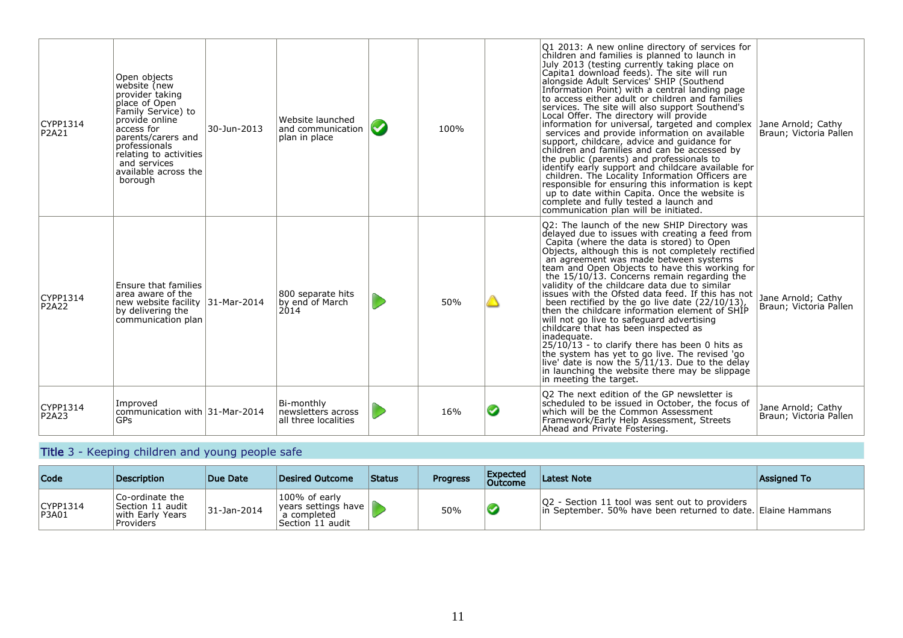| Code | Description | Due Date | Desired Outcome | Status | Progress | Expected Outcome | Latest Note | Assigned To |
|---|---|---|---|---|---|---|---|---|
| CYPP1314 P2A21 | Open objects website (new provider taking place of Open Family Service) to provide online access for parents/carers and professionals relating to activities and services available across the borough | 30-Jun-2013 | Website launched and communication plan in place | Completed | 100% | | Q1 2013: A new online directory of services for children and families is planned to launch in July 2013 (testing currently taking place on Capita1 download feeds). The site will run alongside Adult Services' SHIP (Southend Information Point) with a central landing page to access either adult or children and families services. The site will also support Southend's Local Offer. The directory will provide information for universal, targeted and complex services and provide information on available support, childcare, advice and guidance for children and families and can be accessed by the public (parents) and professionals to identify early support and childcare available for children. The Locality Information Officers are responsible for ensuring this information is kept up to date within Capita. Once the website is complete and fully tested a launch and communication plan will be initiated. | Jane Arnold; Cathy Braun; Victoria Pallen |
| CYPP1314 P2A22 | Ensure that families area aware of the new website facility by delivering the communication plan | 31-Mar-2014 | 800 separate hits by end of March 2014 | In progress | 50% | Warning | Q2: The launch of the new SHIP Directory was delayed due to issues with creating a feed from Capita (where the data is stored) to Open Objects, although this is not completely rectified an agreement was made between systems team and Open Objects to have this working for the 15/10/13. Concerns remain regarding the validity of the childcare data due to similar issues with the Ofsted data feed. If this has not been rectified by the go live date (22/10/13), then the childcare information element of SHIP will not go live to safeguard advertising childcare that has been inspected as inadequate.<br>25/10/13 - to clarify there has been 0 hits as the system has yet to go live. The revised 'go live' date is now the 5/11/13. Due to the delay in launching the website there may be slippage in meeting the target. | Jane Arnold; Cathy Braun; Victoria Pallen |
| CYPP1314 P2A23 | Improved communication with GPs | 31-Mar-2014 | Bi-monthly newsletters across all three localities | In progress | 16% | On track | Q2 The next edition of the GP newsletter is scheduled to be issued in October, the focus of which will be the Common Assessment Framework/Early Help Assessment, Streets Ahead and Private Fostering. | Jane Arnold; Cathy Braun; Victoria Pallen |

## Title 3 - Keeping children and young people safe

| Code | Description | Due Date | Desired Outcome | Status | Progress | Expected Outcome | Latest Note | Assigned To |
|---|---|---|---|---|---|---|---|---|
| CYPP1314 P3A01 | Co-ordinate the Section 11 audit with Early Years Providers | 31-Jan-2014 | 100% of early years settings have a completed Section 11 audit | In progress | 50% | On track | Q2 - Section 11 tool was sent out to providers in September. 50% have been returned to date. | Elaine Hammans |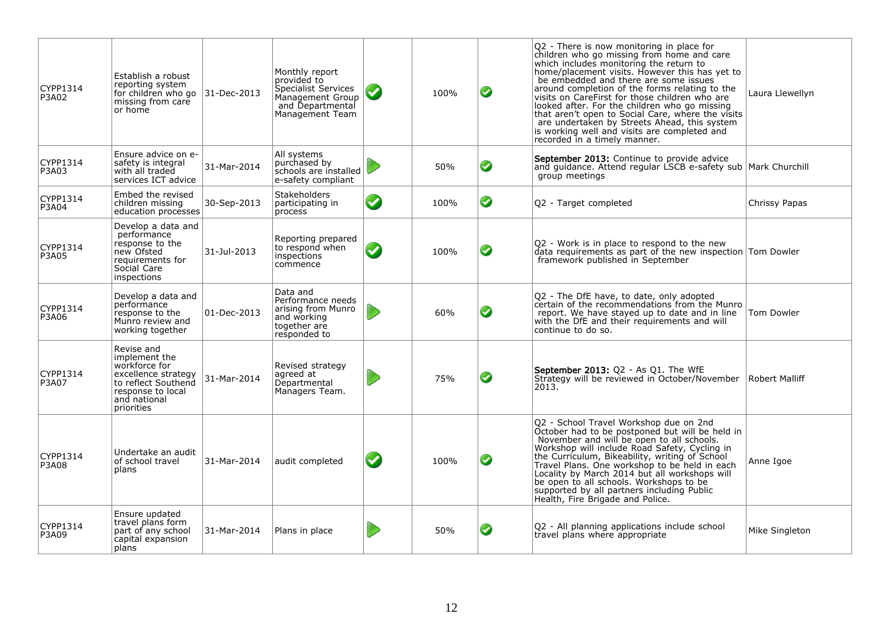| | | | | | | | | |
|---|---|---|---|---|---|---|---|---|
| CYPP1314 P3A02 | Establish a robust reporting system for children who go missing from care or home | 31-Dec-2013 | Monthly report provided to Specialist Services Management Group and Departmental Management Team | ✔ | 100% | ✔ | Q2 - There is now monitoring in place for children who go missing from home and care which includes monitoring the return to home/placement visits. However this has yet to be embedded and there are some issues around completion of the forms relating to the visits on CareFirst for those children who are looked after. For the children who go missing that aren't open to Social Care, where the visits are undertaken by Streets Ahead, this system is working well and visits are completed and recorded in a timely manner. | Laura Llewellyn |
| CYPP1314 P3A03 | Ensure advice on e-safety is integral with all traded services ICT advice | 31-Mar-2014 | All systems purchased by schools are installed e-safety compliant | ▶ | 50% | ✔ | **September 2013:** Continue to provide advice and guidance. Attend regular LSCB e-safety sub group meetings | Mark Churchill |
| CYPP1314 P3A04 | Embed the revised children missing education processes | 30-Sep-2013 | Stakeholders participating in process | ✔ | 100% | ✔ | Q2 - Target completed | Chrissy Papas |
| CYPP1314 P3A05 | Develop a data and performance response to the new Ofsted requirements for Social Care inspections | 31-Jul-2013 | Reporting prepared to respond when inspections commence | ✔ | 100% | ✔ | Q2 - Work is in place to respond to the new data requirements as part of the new inspection framework published in September | Tom Dowler |
| CYPP1314 P3A06 | Develop a data and performance response to the Munro review and working together | 01-Dec-2013 | Data and Performance needs arising from Munro and working together are responded to | ▶ | 60% | ✔ | Q2 - The DfE have, to date, only adopted certain of the recommendations from the Munro report. We have stayed up to date and in line with the DfE and their requirements and will continue to do so. | Tom Dowler |
| CYPP1314 P3A07 | Revise and implement the workforce for excellence strategy to reflect Southend response to local and national priorities | 31-Mar-2014 | Revised strategy agreed at Departmental Managers Team. | ▶ | 75% | ✔ | **September 2013:** Q2 - As Q1. The WfE Strategy will be reviewed in October/November 2013. | Robert Malliff |
| CYPP1314 P3A08 | Undertake an audit of school travel plans | 31-Mar-2014 | audit completed | ✔ | 100% | ✔ | Q2 - School Travel Workshop due on 2nd October had to be postponed but will be held in November and will be open to all schools. Workshop will include Road Safety, Cycling in the Curriculum, Bikeability, writing of School Travel Plans. One workshop to be held in each Locality by March 2014 but all workshops will be open to all schools. Workshops to be supported by all partners including Public Health, Fire Brigade and Police. | Anne Igoe |
| CYPP1314 P3A09 | Ensure updated travel plans form part of any school capital expansion plans | 31-Mar-2014 | Plans in place | ▶ | 50% | ✔ | Q2 - All planning applications include school travel plans where appropriate | Mike Singleton |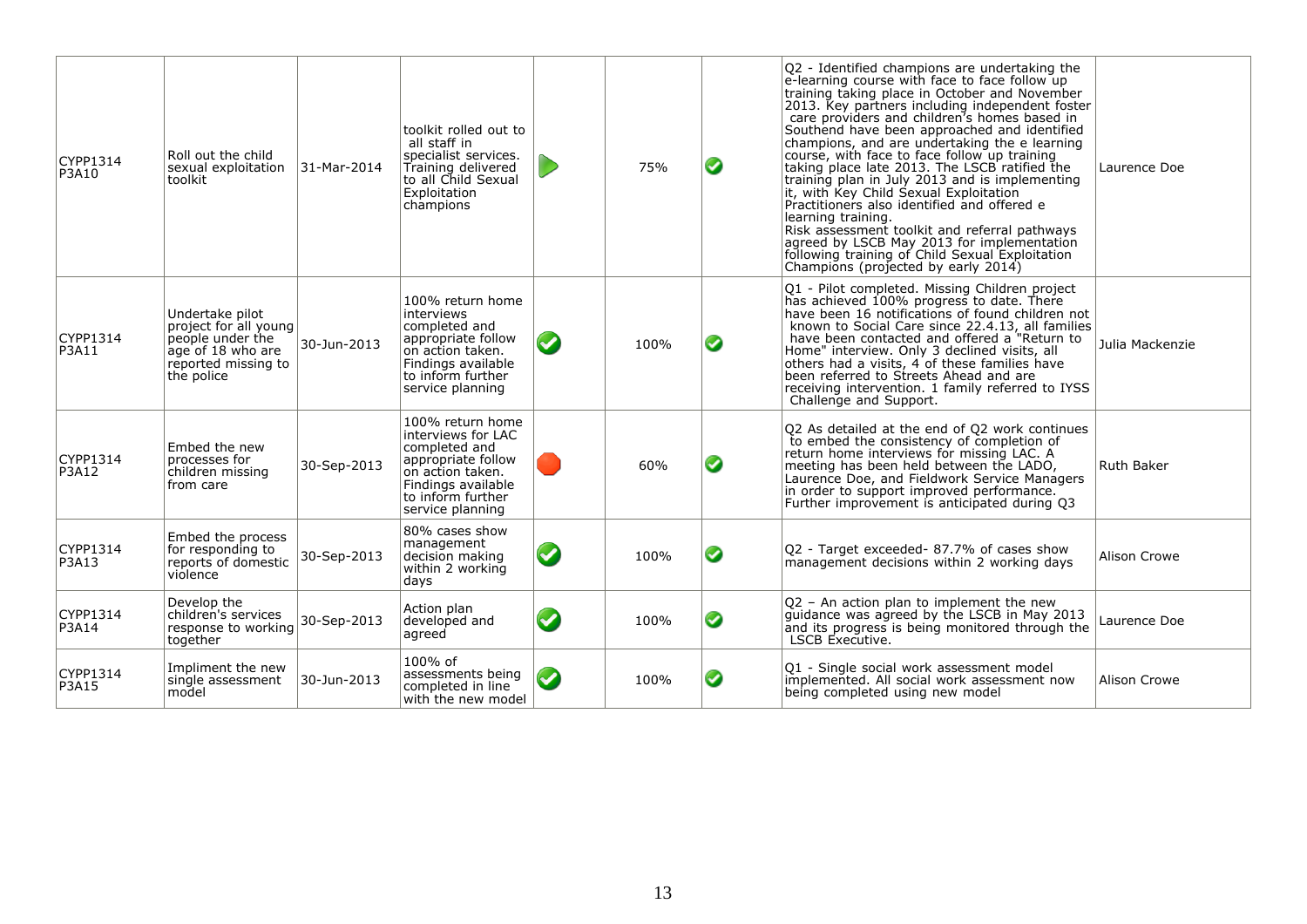| | | | | | | | | |
|---|---|---|---|---|---|---|---|---|
| CYPP1314 P3A10 | Roll out the child sexual exploitation toolkit | 31-Mar-2014 | toolkit rolled out to all staff in specialist services. Training delivered to all Child Sexual Exploitation champions | ▶ | 75% | ✔ | Q2 - Identified champions are undertaking the e-learning course with face to face follow up training taking place in October and November 2013. Key partners including independent foster care providers and children's homes based in Southend have been approached and identified champions, and are undertaking the e learning course, with face to face follow up training taking place late 2013. The LSCB ratified the training plan in July 2013 and is implementing it, with Key Child Sexual Exploitation Practitioners also identified and offered e learning training.<br>Risk assessment toolkit and referral pathways agreed by LSCB May 2013 for implementation following training of Child Sexual Exploitation Champions (projected by early 2014) | Laurence Doe |
| CYPP1314 P3A11 | Undertake pilot project for all young people under the age of 18 who are reported missing to the police | 30-Jun-2013 | 100% return home interviews completed and appropriate follow on action taken. Findings available to inform further service planning | ✔ | 100% | ✔ | Q1 - Pilot completed. Missing Children project has achieved 100% progress to date. There have been 16 notifications of found children not known to Social Care since 22.4.13, all families have been contacted and offered a "Return to Home" interview. Only 3 declined visits, all others had a visits, 4 of these families have been referred to Streets Ahead and are receiving intervention. 1 family referred to IYSS Challenge and Support. | Julia Mackenzie |
| CYPP1314 P3A12 | Embed the new processes for children missing from care | 30-Sep-2013 | 100% return home interviews for LAC completed and appropriate follow on action taken. Findings available to inform further service planning | ⬣ | 60% | ✔ | Q2 As detailed at the end of Q2 work continues to embed the consistency of completion of return home interviews for missing LAC. A meeting has been held between the LADO, Laurence Doe, and Fieldwork Service Managers in order to support improved performance. Further improvement is anticipated during Q3 | Ruth Baker |
| CYPP1314 P3A13 | Embed the process for responding to reports of domestic violence | 30-Sep-2013 | 80% cases show management decision making within 2 working days | ✔ | 100% | ✔ | Q2 - Target exceeded- 87.7% of cases show management decisions within 2 working days | Alison Crowe |
| CYPP1314 P3A14 | Develop the children's services response to working together | 30-Sep-2013 | Action plan developed and agreed | ✔ | 100% | ✔ | Q2 – An action plan to implement the new guidance was agreed by the LSCB in May 2013 and its progress is being monitored through the LSCB Executive. | Laurence Doe |
| CYPP1314 P3A15 | Impliment the new single assessment model | 30-Jun-2013 | 100% of assessments being completed in line with the new model | ✔ | 100% | ✔ | Q1 - Single social work assessment model implemented. All social work assessment now being completed using new model | Alison Crowe |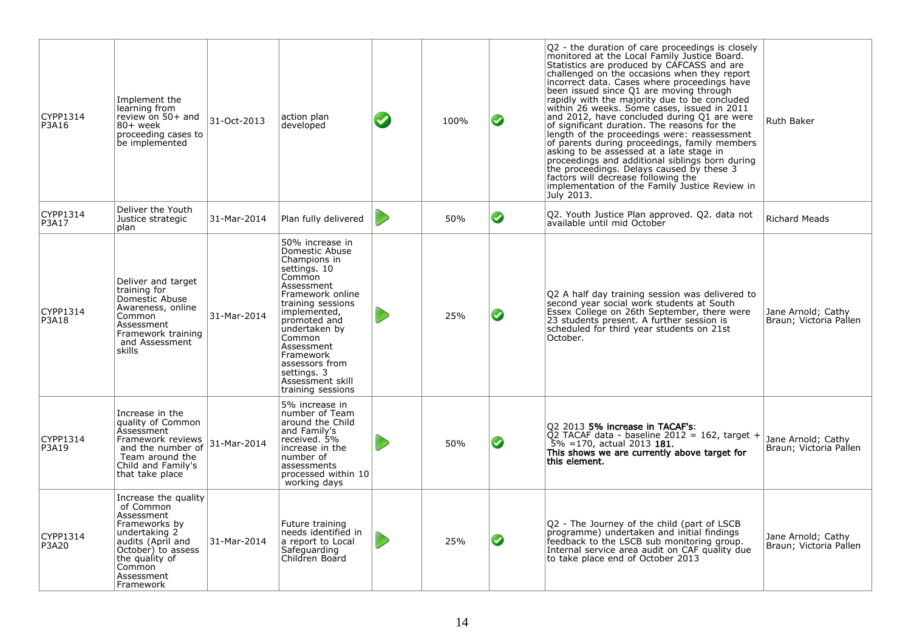| CYPP1314 P3A16 | Implement the learning from review on 50+ and 80+ week proceeding cases to be implemented | 31-Oct-2013 | action plan developed | ✔ | 100% | ✔ | Q2 - the duration of care proceedings is closely monitored at the Local Family Justice Board. Statistics are produced by CAFCASS and are challenged on the occasions when they report incorrect data. Cases where proceedings have been issued since Q1 are moving through rapidly with the majority due to be concluded within 26 weeks. Some cases, issued in 2011 and 2012, have concluded during Q1 are were of significant duration. The reasons for the length of the proceedings were: reassessment of parents during proceedings, family members asking to be assessed at a late stage in proceedings and additional siblings born during the proceedings. Delays caused by these 3 factors will decrease following the implementation of the Family Justice Review in July 2013. | Ruth Baker |
|---|---|---|---|---|---|---|---|---|
| CYPP1314 P3A17 | Deliver the Youth Justice strategic plan | 31-Mar-2014 | Plan fully delivered | ▶ | 50% | ✔ | Q2. Youth Justice Plan approved. Q2. data not available until mid October | Richard Meads |
| CYPP1314 P3A18 | Deliver and target training for Domestic Abuse Awareness, online Common Assessment Framework training and Assessment skills | 31-Mar-2014 | 50% increase in Domestic Abuse Champions in settings. 10 Common Assessment Framework online training sessions implemented, promoted and undertaken by Common Assessment Framework assessors from settings. 3 Assessment skill training sessions | ▶ | 25% | ✔ | Q2 A half day training session was delivered to second year social work students at South Essex College on 26th September, there were 23 students present. A further session is scheduled for third year students on 21st October. | Jane Arnold; Cathy Braun; Victoria Pallen |
| CYPP1314 P3A19 | Increase in the quality of Common Assessment Framework reviews and the number of Team around the Child and Family's that take place | 31-Mar-2014 | 5% increase in number of Team around the Child and Family's received. 5% increase in the number of assessments processed within 10 working days | ▶ | 50% | ✔ | Q2 2013 **5% increase in TACAF's**: Q2 TACAF data - baseline 2012 = 162, target + 5% =170, actual 2013 **181.** **This shows we are currently above target for this element.** | Jane Arnold; Cathy Braun; Victoria Pallen |
| CYPP1314 P3A20 | Increase the quality of Common Assessment Frameworks by undertaking 2 audits (April and October) to assess the quality of Common Assessment Framework | 31-Mar-2014 | Future training needs identified in a report to Local Safeguarding Children Board | ▶ | 25% | ✔ | Q2 - The Journey of the child (part of LSCB programme) undertaken and initial findings feedback to the LSCB sub monitoring group. Internal service area audit on CAF quality due to take place end of October 2013 | Jane Arnold; Cathy Braun; Victoria Pallen |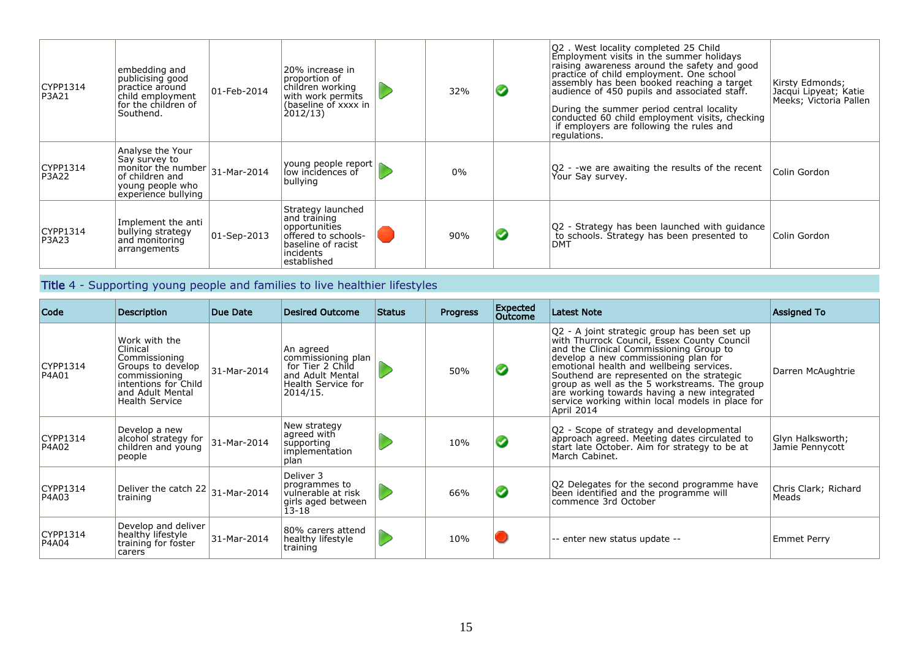| Code | Description | Due Date | Desired Outcome | Status | Progress | Expected Outcome | Latest Note | Assigned To |
|---|---|---|---|---|---|---|---|---|
| CYPP1314 P3A21 | embedding and publicising good practice around child employment for the children of Southend. | 01-Feb-2014 | 20% increase in proportion of children working with work permits (baseline of xxxx in 2012/13) | | 32% | | Q2 . West locality completed 25 Child Employment visits in the summer holidays raising awareness around the safety and good practice of child employment. One school assembly has been booked reaching a target audience of 450 pupils and associated staff. During the summer period central locality conducted 60 child employment visits, checking if employers are following the rules and regulations. | Kirsty Edmonds; Jacqui Lipyeat; Katie Meeks; Victoria Pallen |
| CYPP1314 P3A22 | Analyse the Your Say survey to monitor the number of children and young people who experience bullying | 31-Mar-2014 | young people report low incidences of bullying | | 0% | | Q2 - -we are awaiting the results of the recent Your Say survey. | Colin Gordon |
| CYPP1314 P3A23 | Implement the anti bullying strategy and monitoring arrangements | 01-Sep-2013 | Strategy launched and training opportunities offered to schools-baseline of racist incidents established | | 90% | | Q2 - Strategy has been launched with guidance to schools. Strategy has been presented to DMT | Colin Gordon |

## Title 4 - Supporting young people and families to live healthier lifestyles

| Code | Description | Due Date | Desired Outcome | Status | Progress | Expected Outcome | Latest Note | Assigned To |
|---|---|---|---|---|---|---|---|---|
| CYPP1314 P4A01 | Work with the Clinical Commissioning Groups to develop commissioning intentions for Child and Adult Mental Health Service | 31-Mar-2014 | An agreed commissioning plan for Tier 2 Child and Adult Mental Health Service for 2014/15. | | 50% | | Q2 - A joint strategic group has been set up with Thurrock Council, Essex County Council and the Clinical Commissioning Group to develop a new commissioning plan for emotional health and wellbeing services. Southend are represented on the strategic group as well as the 5 workstreams. The group are working towards having a new integrated service working within local models in place for April 2014 | Darren McAughtrie |
| CYPP1314 P4A02 | Develop a new alcohol strategy for children and young people | 31-Mar-2014 | New strategy agreed with supporting implementation plan | | 10% | | Q2 - Scope of strategy and developmental approach agreed. Meeting dates circulated to start late October. Aim for strategy to be at March Cabinet. | Glyn Halksworth; Jamie Pennycott |
| CYPP1314 P4A03 | Deliver the catch 22 training | 31-Mar-2014 | Deliver 3 programmes to vulnerable at risk girls aged between 13-18 | | 66% | | Q2 Delegates for the second programme have been identified and the programme will commence 3rd October | Chris Clark; Richard Meads |
| CYPP1314 P4A04 | Develop and deliver healthy lifestyle training for foster carers | 31-Mar-2014 | 80% carers attend healthy lifestyle training | | 10% | | -- enter new status update -- | Emmet Perry |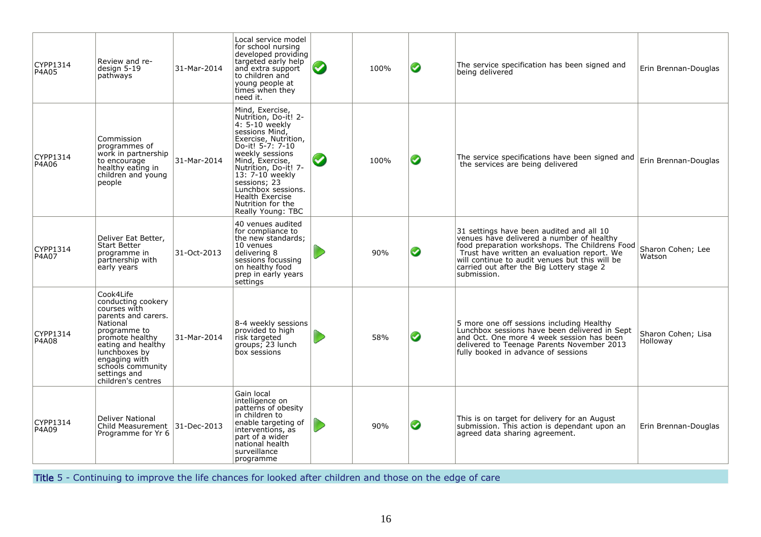| | | | | | | | | |
|---|---|---|---|---|---|---|---|---|
| CYPP1314 P4A05 | Review and re-design 5-19 pathways | 31-Mar-2014 | Local service model for school nursing developed providing targeted early help and extra support to children and young people at times when they need it. | ✔ | 100% | ✔ | The service specification has been signed and being delivered | Erin Brennan-Douglas |
| CYPP1314 P4A06 | Commission programmes of work in partnership to encourage healthy eating in children and young people | 31-Mar-2014 | Mind, Exercise, Nutrition, Do-it! 2-4: 5-10 weekly sessions Mind, Exercise, Nutrition, Do-it! 5-7: 7-10 weekly sessions Mind, Exercise, Nutrition, Do-it! 7-13: 7-10 weekly sessions; 23 Lunchbox sessions. Health Exercise Nutrition for the Really Young: TBC | ✔ | 100% | ✔ | The service specifications have been signed and the services are being delivered | Erin Brennan-Douglas |
| CYPP1314 P4A07 | Deliver Eat Better, Start Better programme in partnership with early years | 31-Oct-2013 | 40 venues audited for compliance to the new standards; 10 venues delivering 8 sessions focussing on healthy food prep in early years settings | ▶ | 90% | ✔ | 31 settings have been audited and all 10 venues have delivered a number of healthy food preparation workshops. The Childrens Food Trust have written an evaluation report. We will continue to audit venues but this will be carried out after the Big Lottery stage 2 submission. | Sharon Cohen; Lee Watson |
| CYPP1314 P4A08 | Cook4Life conducting cookery courses with parents and carers. National programme to promote healthy eating and healthy lunchboxes by engaging with schools community settings and children's centres | 31-Mar-2014 | 8-4 weekly sessions provided to high risk targeted groups; 23 lunch box sessions | ▶ | 58% | ✔ | 5 more one off sessions including Healthy Lunchbox sessions have been delivered in Sept and Oct. One more 4 week session has been delivered to Teenage Parents November 2013 fully booked in advance of sessions | Sharon Cohen; Lisa Holloway |
| CYPP1314 P4A09 | Deliver National Child Measurement Programme for Yr 6 | 31-Dec-2013 | Gain local intelligence on patterns of obesity in children to enable targeting of interventions, as part of a wider national health surveillance programme | ▶ | 90% | ✔ | This is on target for delivery for an August submission. This action is dependant upon an agreed data sharing agreement. | Erin Brennan-Douglas |

**Title 5 - Continuing to improve the life chances for looked after children and those on the edge of care**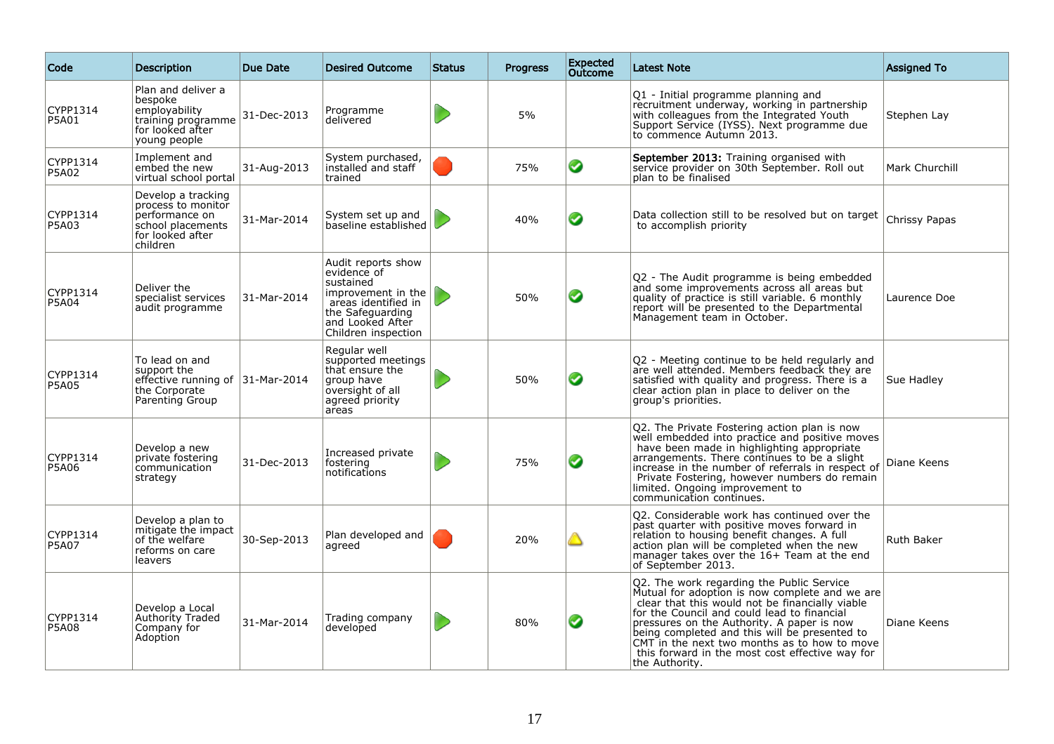| Code | Description | Due Date | Desired Outcome | Status | Progress | Expected Outcome | Latest Note | Assigned To |
|---|---|---|---|---|---|---|---|---|
| CYPP1314 P5A01 | Plan and deliver a bespoke employability training programme for looked after young people | 31-Dec-2013 | Programme delivered | ▶ | 5% | | Q1 - Initial programme planning and recruitment underway, working in partnership with colleagues from the Integrated Youth Support Service (IYSS). Next programme due to commence Autumn 2013. | Stephen Lay |
| CYPP1314 P5A02 | Implement and embed the new virtual school portal | 31-Aug-2013 | System purchased, installed and staff trained | 🛑 | 75% | ✔ | **September 2013:** Training organised with service provider on 30th September. Roll out plan to be finalised | Mark Churchill |
| CYPP1314 P5A03 | Develop a tracking process to monitor performance on school placements for looked after children | 31-Mar-2014 | System set up and baseline established | ▶ | 40% | ✔ | Data collection still to be resolved but on target to accomplish priority | Chrissy Papas |
| CYPP1314 P5A04 | Deliver the specialist services audit programme | 31-Mar-2014 | Audit reports show evidence of sustained improvement in the areas identified in the Safeguarding and Looked After Children inspection | ▶ | 50% | ✔ | Q2 - The Audit programme is being embedded and some improvements across all areas but quality of practice is still variable. 6 monthly report will be presented to the Departmental Management team in October. | Laurence Doe |
| CYPP1314 P5A05 | To lead on and support the effective running of the Corporate Parenting Group | 31-Mar-2014 | Regular well supported meetings that ensure the group have oversight of all agreed priority areas | ▶ | 50% | ✔ | Q2 - Meeting continue to be held regularly and are well attended. Members feedback they are satisfied with quality and progress. There is a clear action plan in place to deliver on the group's priorities. | Sue Hadley |
| CYPP1314 P5A06 | Develop a new private fostering communication strategy | 31-Dec-2013 | Increased private fostering notifications | ▶ | 75% | ✔ | Q2. The Private Fostering action plan is now well embedded into practice and positive moves have been made in highlighting appropriate arrangements. There continues to be a slight increase in the number of referrals in respect of Private Fostering, however numbers do remain limited. Ongoing improvement to communication continues. | Diane Keens |
| CYPP1314 P5A07 | Develop a plan to mitigate the impact of the welfare reforms on care leavers | 30-Sep-2013 | Plan developed and agreed | 🛑 | 20% | ⚠ | Q2. Considerable work has continued over the past quarter with positive moves forward in relation to housing benefit changes. A full action plan will be completed when the new manager takes over the 16+ Team at the end of September 2013. | Ruth Baker |
| CYPP1314 P5A08 | Develop a Local Authority Traded Company for Adoption | 31-Mar-2014 | Trading company developed | ▶ | 80% | ✔ | Q2. The work regarding the Public Service Mutual for adoption is now complete and we are clear that this would not be financially viable for the Council and could lead to financial pressures on the Authority. A paper is now being completed and this will be presented to CMT in the next two months as to how to move this forward in the most cost effective way for the Authority. | Diane Keens |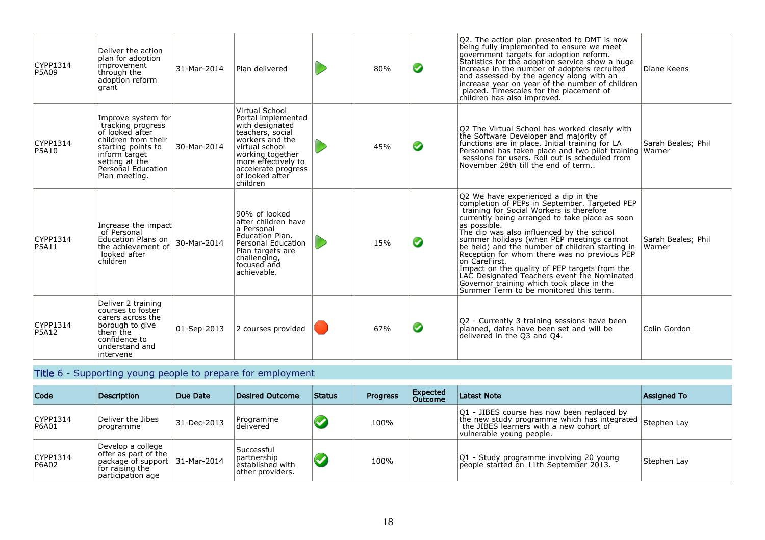| Code | Description | Due Date | Desired Outcome | Status | Progress | Expected Outcome | Latest Note | Assigned To |
|---|---|---|---|---|---|---|---|---|
| CYPP1314 P5A09 | Deliver the action plan for adoption improvement through the adoption reform grant | 31-Mar-2014 | Plan delivered | | 80% | | Q2. The action plan presented to DMT is now being fully implemented to ensure we meet government targets for adoption reform. Statistics for the adoption service show a huge increase in the number of adopters recruited and assessed by the agency along with an increase year on year of the number of children placed. Timescales for the placement of children has also improved. | Diane Keens |
| CYPP1314 P5A10 | Improve system for tracking progress of looked after children from their starting points to inform target setting at the Personal Education Plan meeting. | 30-Mar-2014 | Virtual School Portal implemented with designated teachers, social workers and the virtual school working together more effectively to accelerate progress of looked after children | | 45% | | Q2 The Virtual School has worked closely with the Software Developer and majority of functions are in place. Initial training for LA Personnel has taken place and two pilot training sessions for users. Roll out is scheduled from November 28th till the end of term.. | Sarah Beales; Phil Warner |
| CYPP1314 P5A11 | Increase the impact of Personal Education Plans on the achievement of looked after children | 30-Mar-2014 | 90% of looked after children have a Personal Education Plan. Personal Education Plan targets are challenging, focused and achievable. | | 15% | | Q2 We have experienced a dip in the completion of PEPs in September. Targeted PEP training for Social Workers is therefore currently being arranged to take place as soon as possible.<br>The dip was also influenced by the school summer holidays (when PEP meetings cannot be held) and the number of children starting in Reception for whom there was no previous PEP on CareFirst.<br>Impact on the quality of PEP targets from the LAC Designated Teachers event the Nominated Governor training which took place in the Summer Term to be monitored this term. | Sarah Beales; Phil Warner |
| CYPP1314 P5A12 | Deliver 2 training courses to foster carers across the borough to give them the confidence to understand and intervene | 01-Sep-2013 | 2 courses provided | | 67% | | Q2 - Currently 3 training sessions have been planned, dates have been set and will be delivered in the Q3 and Q4. | Colin Gordon |

## Title 6 - Supporting young people to prepare for employment

| Code | Description | Due Date | Desired Outcome | Status | Progress | Expected Outcome | Latest Note | Assigned To |
|---|---|---|---|---|---|---|---|---|
| CYPP1314 P6A01 | Deliver the Jibes programme | 31-Dec-2013 | Programme delivered | | 100% | | Q1 - JIBES course has now been replaced by the new study programme which has integrated the JIBES learners with a new cohort of vulnerable young people. | Stephen Lay |
| CYPP1314 P6A02 | Develop a college offer as part of the package of support for raising the participation age | 31-Mar-2014 | Successful partnership established with other providers. | | 100% | | Q1 - Study programme involving 20 young people started on 11th September 2013. | Stephen Lay |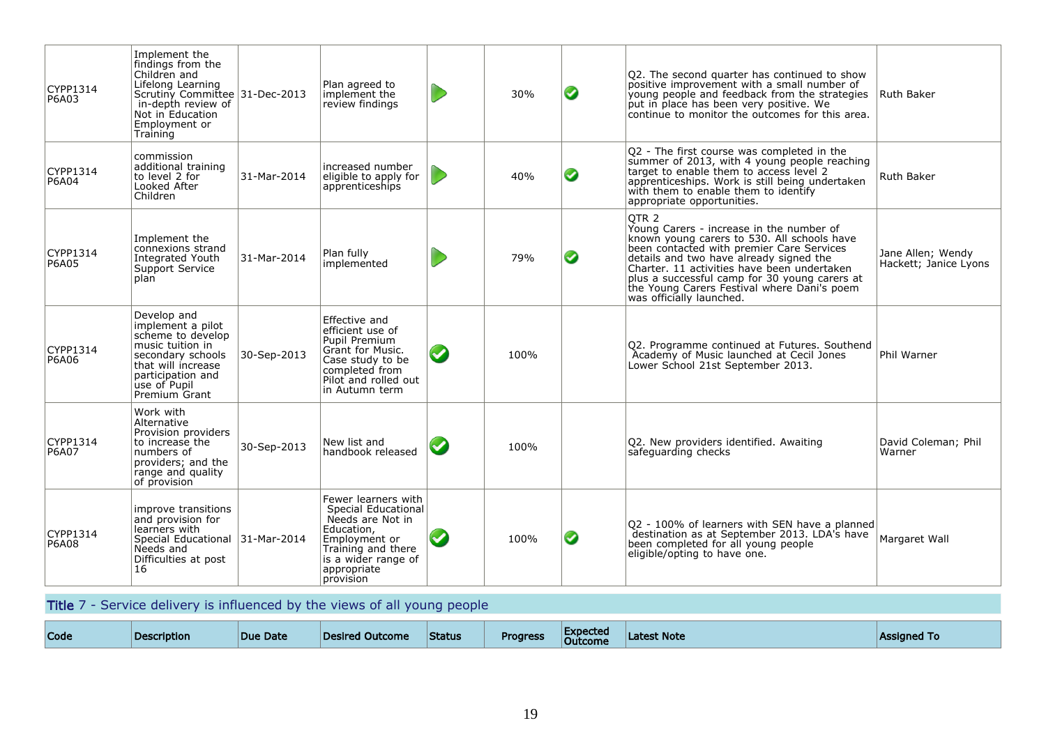| Code | Description | Due Date | Desired Outcome | Status | Progress | Expected Outcome | Latest Note | Assigned To |
|---|---|---|---|---|---|---|---|---|
| CYPP1314 P6A03 | Implement the findings from the Children and Lifelong Learning Scrutiny Committee in-depth review of Not in Education Employment or Training | 31-Dec-2013 | Plan agreed to implement the review findings | | 30% | | Q2. The second quarter has continued to show positive improvement with a small number of young people and feedback from the strategies put in place has been very positive. We continue to monitor the outcomes for this area. | Ruth Baker |
| CYPP1314 P6A04 | commission additional training to level 2 for Looked After Children | 31-Mar-2014 | increased number eligible to apply for apprenticeships | | 40% | | Q2 - The first course was completed in the summer of 2013, with 4 young people reaching target to enable them to access level 2 apprenticeships. Work is still being undertaken with them to enable them to identify appropriate opportunities. | Ruth Baker |
| CYPP1314 P6A05 | Implement the connexions strand Integrated Youth Support Service plan | 31-Mar-2014 | Plan fully implemented | | 79% | | QTR 2 Young Carers - increase in the number of known young carers to 530. All schools have been contacted with premier Care Services details and two have already signed the Charter. 11 activities have been undertaken plus a successful camp for 30 young carers at the Young Carers Festival where Dani's poem was officially launched. | Jane Allen; Wendy Hackett; Janice Lyons |
| CYPP1314 P6A06 | Develop and implement a pilot scheme to develop music tuition in secondary schools that will increase participation and use of Pupil Premium Grant | 30-Sep-2013 | Effective and efficient use of Pupil Premium Grant for Music. Case study to be completed from Pilot and rolled out in Autumn term | | 100% | | Q2. Programme continued at Futures. Southend Academy of Music launched at Cecil Jones Lower School 21st September 2013. | Phil Warner |
| CYPP1314 P6A07 | Work with Alternative Provision providers to increase the numbers of providers; and the range and quality of provision | 30-Sep-2013 | New list and handbook released | | 100% | | Q2. New providers identified. Awaiting safeguarding checks | David Coleman; Phil Warner |
| CYPP1314 P6A08 | improve transitions and provision for learners with Special Educational Needs and Difficulties at post 16 | 31-Mar-2014 | Fewer learners with Special Educational Needs are Not in Education, Employment or Training and there is a wider range of appropriate provision | | 100% | | Q2 - 100% of learners with SEN have a planned destination as at September 2013. LDA's have been completed for all young people eligible/opting to have one. | Margaret Wall |

## Title 7 - Service delivery is influenced by the views of all young people

| Code | Description | Due Date | Desired Outcome | Status | Progress | Expected Outcome | Latest Note | Assigned To |
|---|---|---|---|---|---|---|---|---|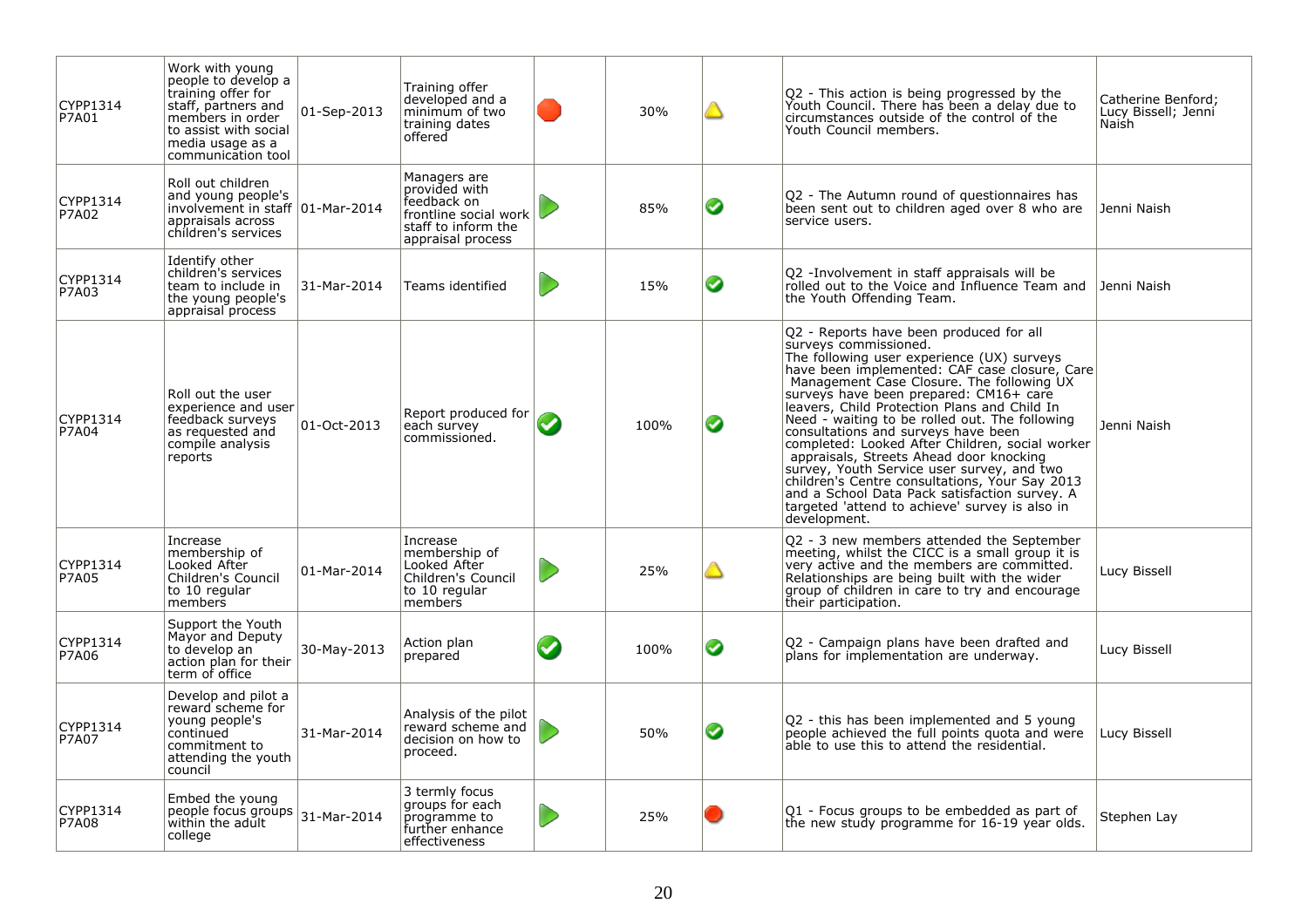| | | | | | | | | |
|---|---|---|---|---|---|---|---|---|
| CYPP1314 P7A01 | Work with young people to develop a training offer for staff, partners and members in order to assist with social media usage as a communication tool | 01-Sep-2013 | Training offer developed and a minimum of two training dates offered | Red | 30% | Warning | Q2 - This action is being progressed by the Youth Council. There has been a delay due to circumstances outside of the control of the Youth Council members. | Catherine Benford; Lucy Bissell; Jenni Naish |
| CYPP1314 P7A02 | Roll out children and young people's involvement in staff appraisals across children's services | 01-Mar-2014 | Managers are provided with feedback on frontline social work staff to inform the appraisal process | In progress | 85% | On track | Q2 - The Autumn round of questionnaires has been sent out to children aged over 8 who are service users. | Jenni Naish |
| CYPP1314 P7A03 | Identify other children's services team to include in the young people's appraisal process | 31-Mar-2014 | Teams identified | In progress | 15% | On track | Q2 -Involvement in staff appraisals will be rolled out to the Voice and Influence Team and the Youth Offending Team. | Jenni Naish |
| CYPP1314 P7A04 | Roll out the user experience and user feedback surveys as requested and compile analysis reports | 01-Oct-2013 | Report produced for each survey commissioned. | Completed | 100% | On track | Q2 - Reports have been produced for all surveys commissioned. The following user experience (UX) surveys have been implemented: CAF case closure, Care Management Case Closure. The following UX surveys have been prepared: CM16+ care leavers, Child Protection Plans and Child In Need - waiting to be rolled out. The following consultations and surveys have been completed: Looked After Children, social worker appraisals, Streets Ahead door knocking survey, Youth Service user survey, and two children's Centre consultations, Your Say 2013 and a School Data Pack satisfaction survey. A targeted 'attend to achieve' survey is also in development. | Jenni Naish |
| CYPP1314 P7A05 | Increase membership of Looked After Children's Council to 10 regular members | 01-Mar-2014 | Increase membership of Looked After Children's Council to 10 regular members | In progress | 25% | Warning | Q2 - 3 new members attended the September meeting, whilst the CICC is a small group it is very active and the members are committed. Relationships are being built with the wider group of children in care to try and encourage their participation. | Lucy Bissell |
| CYPP1314 P7A06 | Support the Youth Mayor and Deputy to develop an action plan for their term of office | 30-May-2013 | Action plan prepared | Completed | 100% | On track | Q2 - Campaign plans have been drafted and plans for implementation are underway. | Lucy Bissell |
| CYPP1314 P7A07 | Develop and pilot a reward scheme for young people's continued commitment to attending the youth council | 31-Mar-2014 | Analysis of the pilot reward scheme and decision on how to proceed. | In progress | 50% | On track | Q2 - this has been implemented and 5 young people achieved the full points quota and were able to use this to attend the residential. | Lucy Bissell |
| CYPP1314 P7A08 | Embed the young people focus groups within the adult college | 31-Mar-2014 | 3 termly focus groups for each programme to further enhance effectiveness | In progress | 25% | Alert | Q1 - Focus groups to be embedded as part of the new study programme for 16-19 year olds. | Stephen Lay |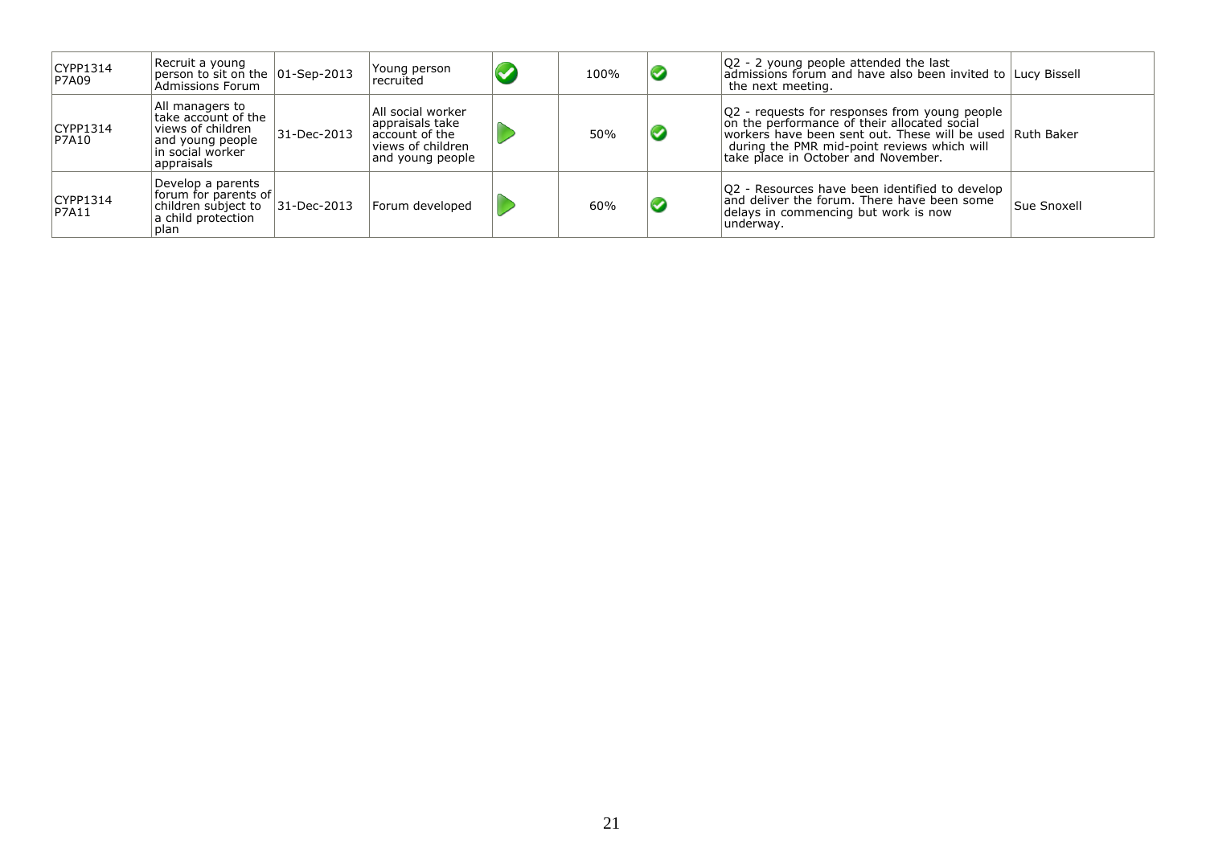| | | | | | | | | |
|---|---|---|---|---|---|---|---|---|
| CYPP1314 P7A09 | Recruit a young person to sit on the Admissions Forum | 01-Sep-2013 | Young person recruited | | 100% | | Q2 - 2 young people attended the last admissions forum and have also been invited to the next meeting. | Lucy Bissell |
| CYPP1314 P7A10 | All managers to take account of the views of children and young people in social worker appraisals | 31-Dec-2013 | All social worker appraisals take account of the views of children and young people | | 50% | | Q2 - requests for responses from young people on the performance of their allocated social workers have been sent out. These will be used during the PMR mid-point reviews which will take place in October and November. | Ruth Baker |
| CYPP1314 P7A11 | Develop a parents forum for parents of children subject to a child protection plan | 31-Dec-2013 | Forum developed | | 60% | | Q2 - Resources have been identified to develop and deliver the forum. There have been some delays in commencing but work is now underway. | Sue Snoxell |